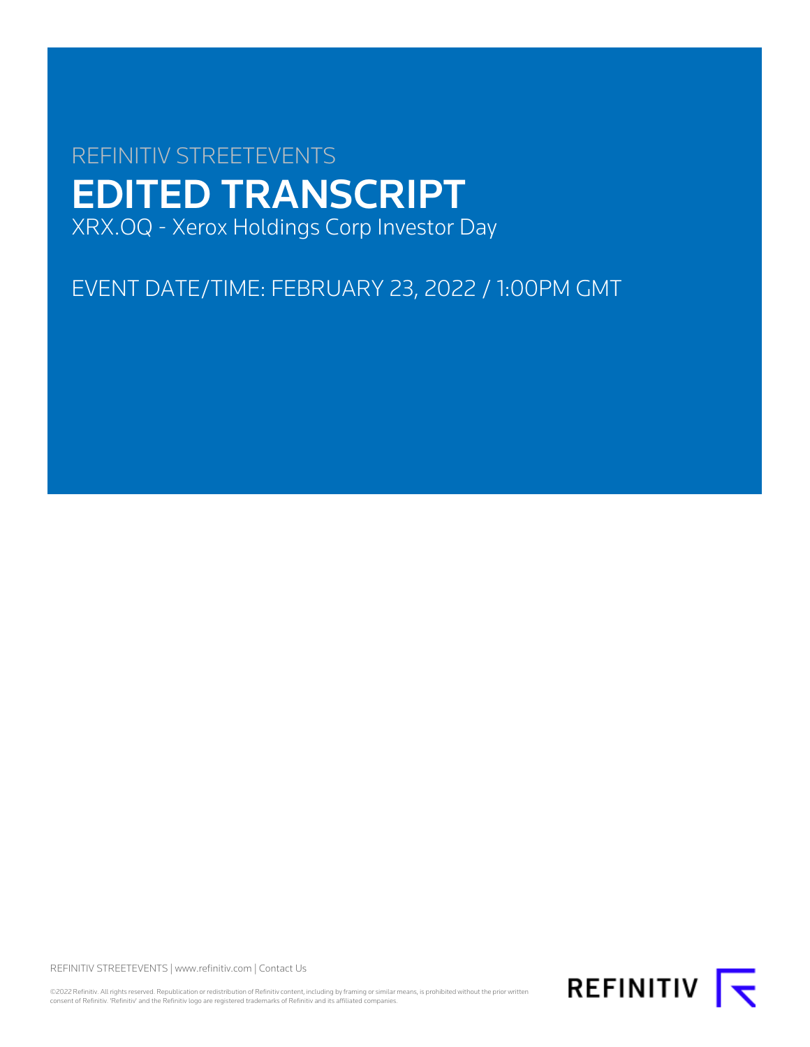REFINITIV STREETEVENTS

# EDITED TRANSCRIPT

XRX.OQ - Xerox Holdings Corp Investor Day

EVENT DATE/TIME: FEBRUARY 23, 2022 / 1:00PM GMT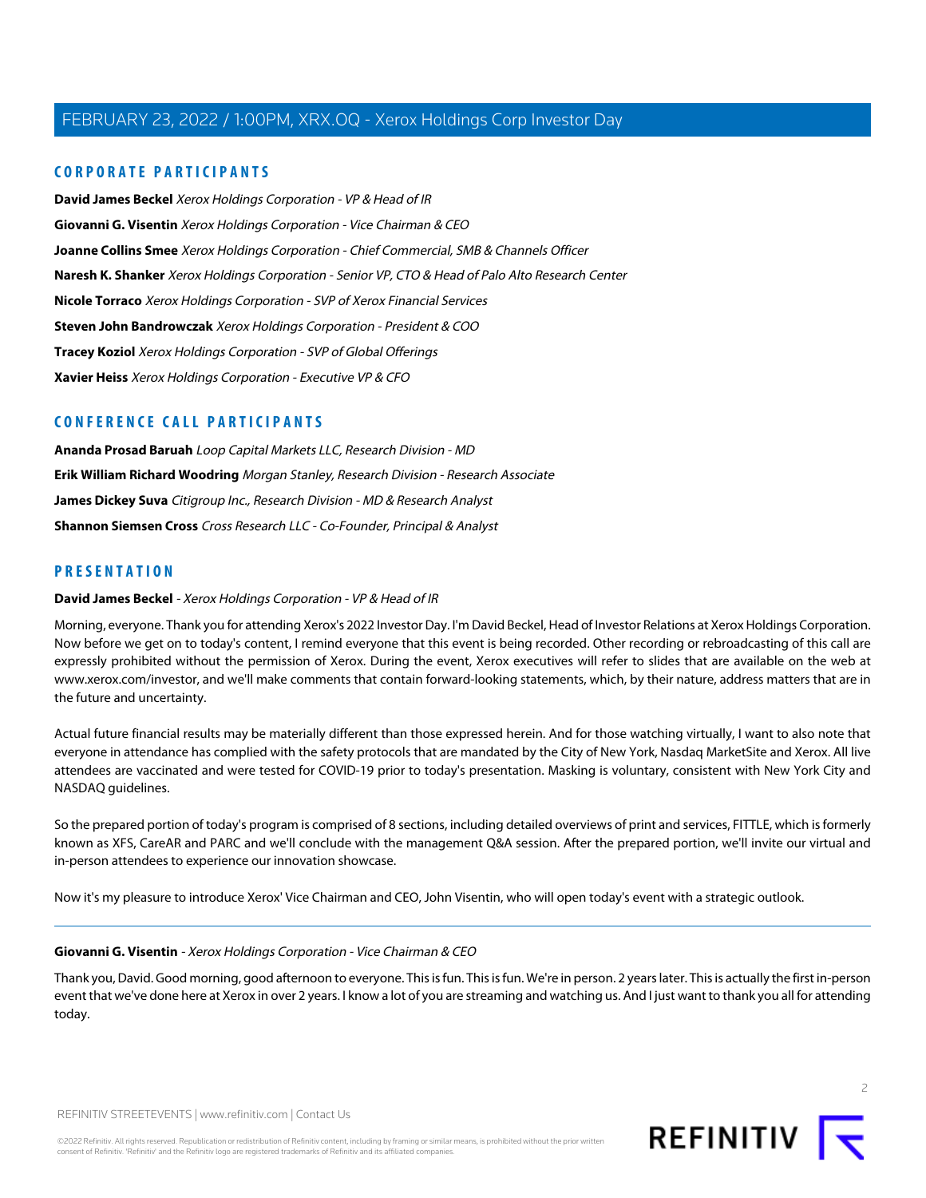## CORPORATE PARTICIPANTS

**David James Beckel** *Xerox Holdings Corporation - VP & Head of IR*

**Giovanni G. Visentin** *Xerox Holdings Corporation - Vice Chairman & CEO*

**Joanne Collins Smee** *Xerox Holdings Corporation - Chief Commercial, SMB & Channels Officer*

**Naresh K. Shanker** *Xerox Holdings Corporation - Senior VP, CTO & Head of Palo Alto Research Center*

**Nicole Torraco** *Xerox Holdings Corporation - SVP of Xerox Financial Services*

**Steven John Bandrowczak** *Xerox Holdings Corporation - President & COO*

**Tracey Koziol** *Xerox Holdings Corporation - SVP of Global Offerings*

**Xavier Heiss** *Xerox Holdings Corporation - Executive VP & CFO*

## CONFERENCE CALL PARTICIPANTS

**Ananda Prosad Baruah** *Loop Capital Markets LLC, Research Division - MD*

**Erik William Richard Woodring** *Morgan Stanley, Research Division - Research Associate*

**James Dickey Suva** *Citigroup Inc., Research Division - MD & Research Analyst*

**Shannon Siemsen Cross** *Cross Research LLC - Co-Founder, Principal & Analyst*

## PRESENTATION

**David James Beckel** - *Xerox Holdings Corporation - VP & Head of IR*

Morning, everyone. Thank you for attending Xerox's 2022 Investor Day. I'm David Beckel, Head of Investor Relations at Xerox Holdings Corporation. Now before we get on to today's content, I remind everyone that this event is being recorded. Other recording or rebroadcasting of this call are expressly prohibited without the permission of Xerox. During the event, Xerox executives will refer to slides that are available on the web at www.xerox.com/investor, and we'll make comments that contain forward-looking statements, which, by their nature, address matters that are in the future and uncertainty.

Actual future financial results may be materially different than those expressed herein. And for those watching virtually, I want to also note that everyone in attendance has complied with the safety protocols that are mandated by the City of New York, Nasdaq MarketSite and Xerox. All live attendees are vaccinated and were tested for COVID-19 prior to today's presentation. Masking is voluntary, consistent with New York City and NASDAQ guidelines.

So the prepared portion of today's program is comprised of 8 sections, including detailed overviews of print and services, FITTLE, which is formerly known as XFS, CareAR and PARC and we'll conclude with the management Q&A session. After the prepared portion, we'll invite our virtual and in-person attendees to experience our innovation showcase.

Now it's my pleasure to introduce Xerox' Vice Chairman and CEO, John Visentin, who will open today's event with a strategic outlook.

---

**Giovanni G. Visentin** - *Xerox Holdings Corporation - Vice Chairman & CEO*

Thank you, David. Good morning, good afternoon to everyone. This is fun. This is fun. We're in person. 2 years later. This is actually the first in-person event that we've done here at Xerox in over 2 years. I know a lot of you are streaming and watching us. And I just want to thank you all for attending today.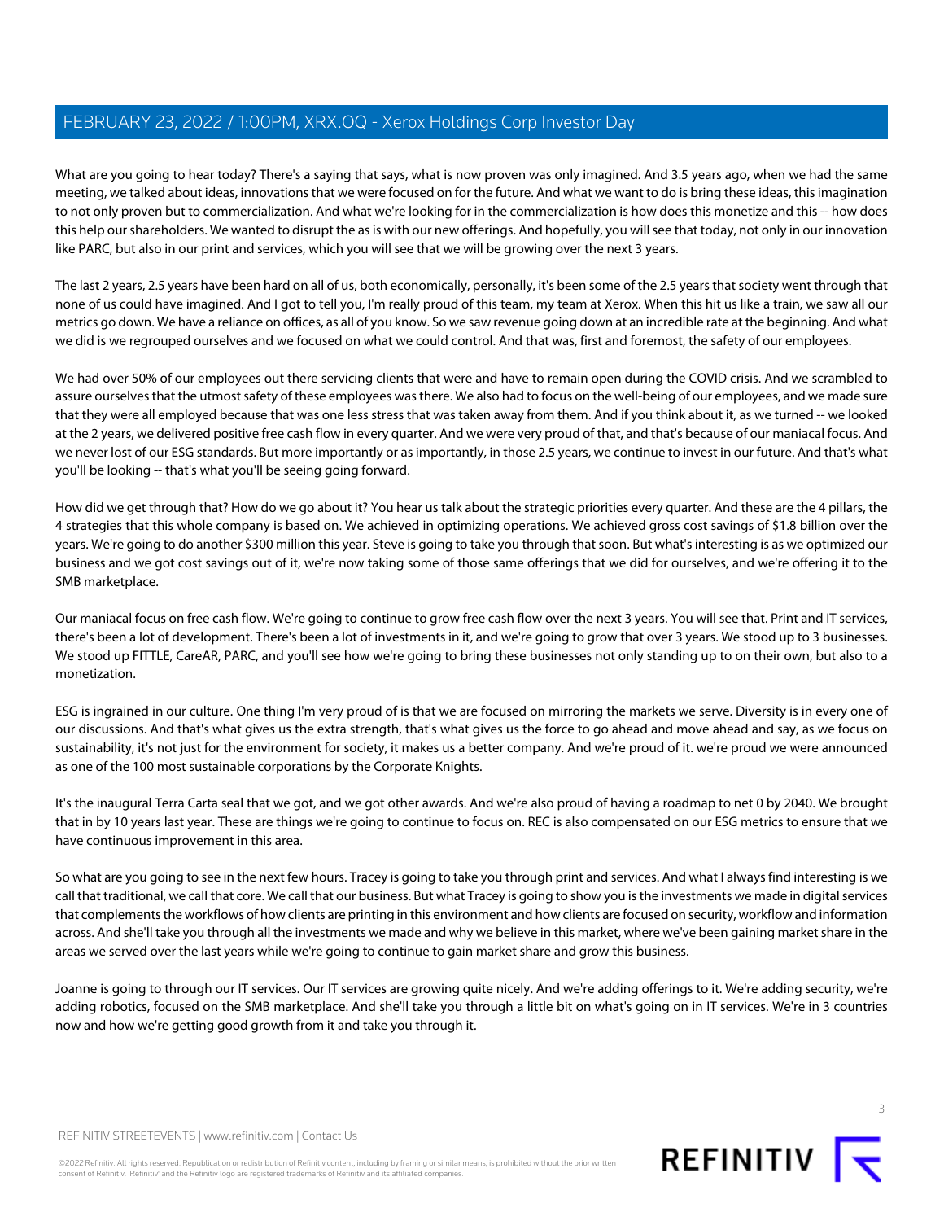What are you going to hear today? There's a saying that says, what is now proven was only imagined. And 3.5 years ago, when we had the same meeting, we talked about ideas, innovations that we were focused on for the future. And what we want to do is bring these ideas, this imagination to not only proven but to commercialization. And what we're looking for in the commercialization is how does this monetize and this -- how does this help our shareholders. We wanted to disrupt the as is with our new offerings. And hopefully, you will see that today, not only in our innovation like PARC, but also in our print and services, which you will see that we will be growing over the next 3 years.

The last 2 years, 2.5 years have been hard on all of us, both economically, personally, it's been some of the 2.5 years that society went through that none of us could have imagined. And I got to tell you, I'm really proud of this team, my team at Xerox. When this hit us like a train, we saw all our metrics go down. We have a reliance on offices, as all of you know. So we saw revenue going down at an incredible rate at the beginning. And what we did is we regrouped ourselves and we focused on what we could control. And that was, first and foremost, the safety of our employees.

We had over 50% of our employees out there servicing clients that were and have to remain open during the COVID crisis. And we scrambled to assure ourselves that the utmost safety of these employees was there. We also had to focus on the well-being of our employees, and we made sure that they were all employed because that was one less stress that was taken away from them. And if you think about it, as we turned -- we looked at the 2 years, we delivered positive free cash flow in every quarter. And we were very proud of that, and that's because of our maniacal focus. And we never lost of our ESG standards. But more importantly or as importantly, in those 2.5 years, we continue to invest in our future. And that's what you'll be looking -- that's what you'll be seeing going forward.

How did we get through that? How do we go about it? You hear us talk about the strategic priorities every quarter. And these are the 4 pillars, the 4 strategies that this whole company is based on. We achieved in optimizing operations. We achieved gross cost savings of $1.8 billion over the years. We're going to do another $300 million this year. Steve is going to take you through that soon. But what's interesting is as we optimized our business and we got cost savings out of it, we're now taking some of those same offerings that we did for ourselves, and we're offering it to the SMB marketplace.

Our maniacal focus on free cash flow. We're going to continue to grow free cash flow over the next 3 years. You will see that. Print and IT services, there's been a lot of development. There's been a lot of investments in it, and we're going to grow that over 3 years. We stood up to 3 businesses. We stood up FITTLE, CareAR, PARC, and you'll see how we're going to bring these businesses not only standing up to on their own, but also to a monetization.

ESG is ingrained in our culture. One thing I'm very proud of is that we are focused on mirroring the markets we serve. Diversity is in every one of our discussions. And that's what gives us the extra strength, that's what gives us the force to go ahead and move ahead and say, as we focus on sustainability, it's not just for the environment for society, it makes us a better company. And we're proud of it. we're proud we were announced as one of the 100 most sustainable corporations by the Corporate Knights.

It's the inaugural Terra Carta seal that we got, and we got other awards. And we're also proud of having a roadmap to net 0 by 2040. We brought that in by 10 years last year. These are things we're going to continue to focus on. REC is also compensated on our ESG metrics to ensure that we have continuous improvement in this area.

So what are you going to see in the next few hours. Tracey is going to take you through print and services. And what I always find interesting is we call that traditional, we call that core. We call that our business. But what Tracey is going to show you is the investments we made in digital services that complements the workflows of how clients are printing in this environment and how clients are focused on security, workflow and information across. And she'll take you through all the investments we made and why we believe in this market, where we've been gaining market share in the areas we served over the last years while we're going to continue to gain market share and grow this business.

Joanne is going to through our IT services. Our IT services are growing quite nicely. And we're adding offerings to it. We're adding security, we're adding robotics, focused on the SMB marketplace. And she'll take you through a little bit on what's going on in IT services. We're in 3 countries now and how we're getting good growth from it and take you through it.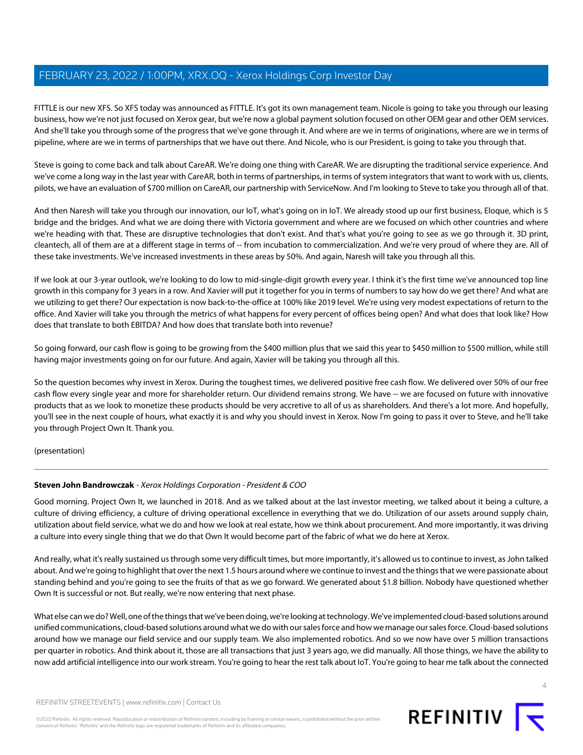FITTLE is our new XFS. So XFS today was announced as FITTLE. It's got its own management team. Nicole is going to take you through our leasing business, how we're not just focused on Xerox gear, but we're now a global payment solution focused on other OEM gear and other OEM services. And she'll take you through some of the progress that we've gone through it. And where are we in terms of originations, where are we in terms of pipeline, where are we in terms of partnerships that we have out there. And Nicole, who is our President, is going to take you through that.

Steve is going to come back and talk about CareAR. We're doing one thing with CareAR. We are disrupting the traditional service experience. And we've come a long way in the last year with CareAR, both in terms of partnerships, in terms of system integrators that want to work with us, clients, pilots, we have an evaluation of $700 million on CareAR, our partnership with ServiceNow. And I'm looking to Steve to take you through all of that.

And then Naresh will take you through our innovation, our IoT, what's going on in IoT. We already stood up our first business, Eloque, which is 5 bridge and the bridges. And what we are doing there with Victoria government and where are we focused on which other countries and where we're heading with that. These are disruptive technologies that don't exist. And that's what you're going to see as we go through it. 3D print, cleantech, all of them are at a different stage in terms of -- from incubation to commercialization. And we're very proud of where they are. All of these take investments. We've increased investments in these areas by 50%. And again, Naresh will take you through all this.

If we look at our 3-year outlook, we're looking to do low to mid-single-digit growth every year. I think it's the first time we've announced top line growth in this company for 3 years in a row. And Xavier will put it together for you in terms of numbers to say how do we get there? And what are we utilizing to get there? Our expectation is now back-to-the-office at 100% like 2019 level. We're using very modest expectations of return to the office. And Xavier will take you through the metrics of what happens for every percent of offices being open? And what does that look like? How does that translate to both EBITDA? And how does that translate both into revenue?

So going forward, our cash flow is going to be growing from the $400 million plus that we said this year to $450 million to $500 million, while still having major investments going on for our future. And again, Xavier will be taking you through all this.

So the question becomes why invest in Xerox. During the toughest times, we delivered positive free cash flow. We delivered over 50% of our free cash flow every single year and more for shareholder return. Our dividend remains strong. We have -- we are focused on future with innovative products that as we look to monetize these products should be very accretive to all of us as shareholders. And there's a lot more. And hopefully, you'll see in the next couple of hours, what exactly it is and why you should invest in Xerox. Now I'm going to pass it over to Steve, and he'll take you through Project Own It. Thank you.

(presentation)

---

**Steven John Bandrowczak** - *Xerox Holdings Corporation - President & COO*

Good morning. Project Own It, we launched in 2018. And as we talked about at the last investor meeting, we talked about it being a culture, a culture of driving efficiency, a culture of driving operational excellence in everything that we do. Utilization of our assets around supply chain, utilization about field service, what we do and how we look at real estate, how we think about procurement. And more importantly, it was driving a culture into every single thing that we do that Own It would become part of the fabric of what we do here at Xerox.

And really, what it's really sustained us through some very difficult times, but more importantly, it's allowed us to continue to invest, as John talked about. And we're going to highlight that over the next 1.5 hours around where we continue to invest and the things that we were passionate about standing behind and you're going to see the fruits of that as we go forward. We generated about $1.8 billion. Nobody have questioned whether Own It is successful or not. But really, we're now entering that next phase.

What else can we do? Well, one of the things that we've been doing, we're looking at technology. We've implemented cloud-based solutions around unified communications, cloud-based solutions around what we do with our sales force and how we manage our sales force. Cloud-based solutions around how we manage our field service and our supply team. We also implemented robotics. And so we now have over 5 million transactions per quarter in robotics. And think about it, those are all transactions that just 3 years ago, we did manually. All those things, we have the ability to now add artificial intelligence into our work stream. You're going to hear the rest talk about IoT. You're going to hear me talk about the connected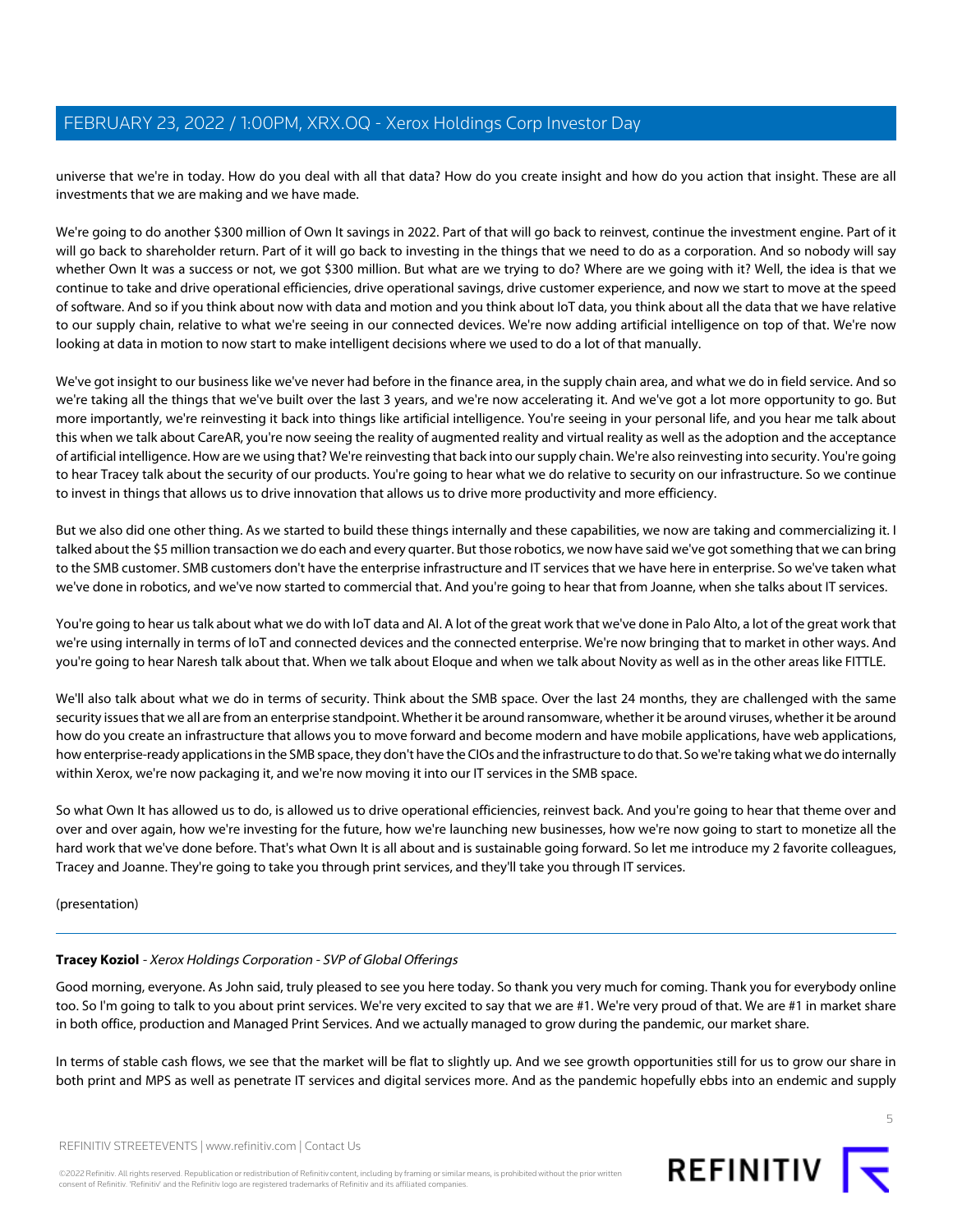universe that we're in today. How do you deal with all that data? How do you create insight and how do you action that insight. These are all investments that we are making and we have made.

We're going to do another $300 million of Own It savings in 2022. Part of that will go back to reinvest, continue the investment engine. Part of it will go back to shareholder return. Part of it will go back to investing in the things that we need to do as a corporation. And so nobody will say whether Own It was a success or not, we got $300 million. But what are we trying to do? Where are we going with it? Well, the idea is that we continue to take and drive operational efficiencies, drive operational savings, drive customer experience, and now we start to move at the speed of software. And so if you think about now with data and motion and you think about IoT data, you think about all the data that we have relative to our supply chain, relative to what we're seeing in our connected devices. We're now adding artificial intelligence on top of that. We're now looking at data in motion to now start to make intelligent decisions where we used to do a lot of that manually.

We've got insight to our business like we've never had before in the finance area, in the supply chain area, and what we do in field service. And so we're taking all the things that we've built over the last 3 years, and we're now accelerating it. And we've got a lot more opportunity to go. But more importantly, we're reinvesting it back into things like artificial intelligence. You're seeing in your personal life, and you hear me talk about this when we talk about CareAR, you're now seeing the reality of augmented reality and virtual reality as well as the adoption and the acceptance of artificial intelligence. How are we using that? We're reinvesting that back into our supply chain. We're also reinvesting into security. You're going to hear Tracey talk about the security of our products. You're going to hear what we do relative to security on our infrastructure. So we continue to invest in things that allows us to drive innovation that allows us to drive more productivity and more efficiency.

But we also did one other thing. As we started to build these things internally and these capabilities, we now are taking and commercializing it. I talked about the $5 million transaction we do each and every quarter. But those robotics, we now have said we've got something that we can bring to the SMB customer. SMB customers don't have the enterprise infrastructure and IT services that we have here in enterprise. So we've taken what we've done in robotics, and we've now started to commercial that. And you're going to hear that from Joanne, when she talks about IT services.

You're going to hear us talk about what we do with IoT data and AI. A lot of the great work that we've done in Palo Alto, a lot of the great work that we're using internally in terms of IoT and connected devices and the connected enterprise. We're now bringing that to market in other ways. And you're going to hear Naresh talk about that. When we talk about Eloque and when we talk about Novity as well as in the other areas like FITTLE.

We'll also talk about what we do in terms of security. Think about the SMB space. Over the last 24 months, they are challenged with the same security issues that we all are from an enterprise standpoint. Whether it be around ransomware, whether it be around viruses, whether it be around how do you create an infrastructure that allows you to move forward and become modern and have mobile applications, have web applications, how enterprise-ready applications in the SMB space, they don't have the CIOs and the infrastructure to do that. So we're taking what we do internally within Xerox, we're now packaging it, and we're now moving it into our IT services in the SMB space.

So what Own It has allowed us to do, is allowed us to drive operational efficiencies, reinvest back. And you're going to hear that theme over and over and over again, how we're investing for the future, how we're launching new businesses, how we're now going to start to monetize all the hard work that we've done before. That's what Own It is all about and is sustainable going forward. So let me introduce my 2 favorite colleagues, Tracey and Joanne. They're going to take you through print services, and they'll take you through IT services.

(presentation)

---

**Tracey Koziol** - *Xerox Holdings Corporation - SVP of Global Offerings*

Good morning, everyone. As John said, truly pleased to see you here today. So thank you very much for coming. Thank you for everybody online too. So I'm going to talk to you about print services. We're very excited to say that we are #1. We're very proud of that. We are #1 in market share in both office, production and Managed Print Services. And we actually managed to grow during the pandemic, our market share.

In terms of stable cash flows, we see that the market will be flat to slightly up. And we see growth opportunities still for us to grow our share in both print and MPS as well as penetrate IT services and digital services more. And as the pandemic hopefully ebbs into an endemic and supply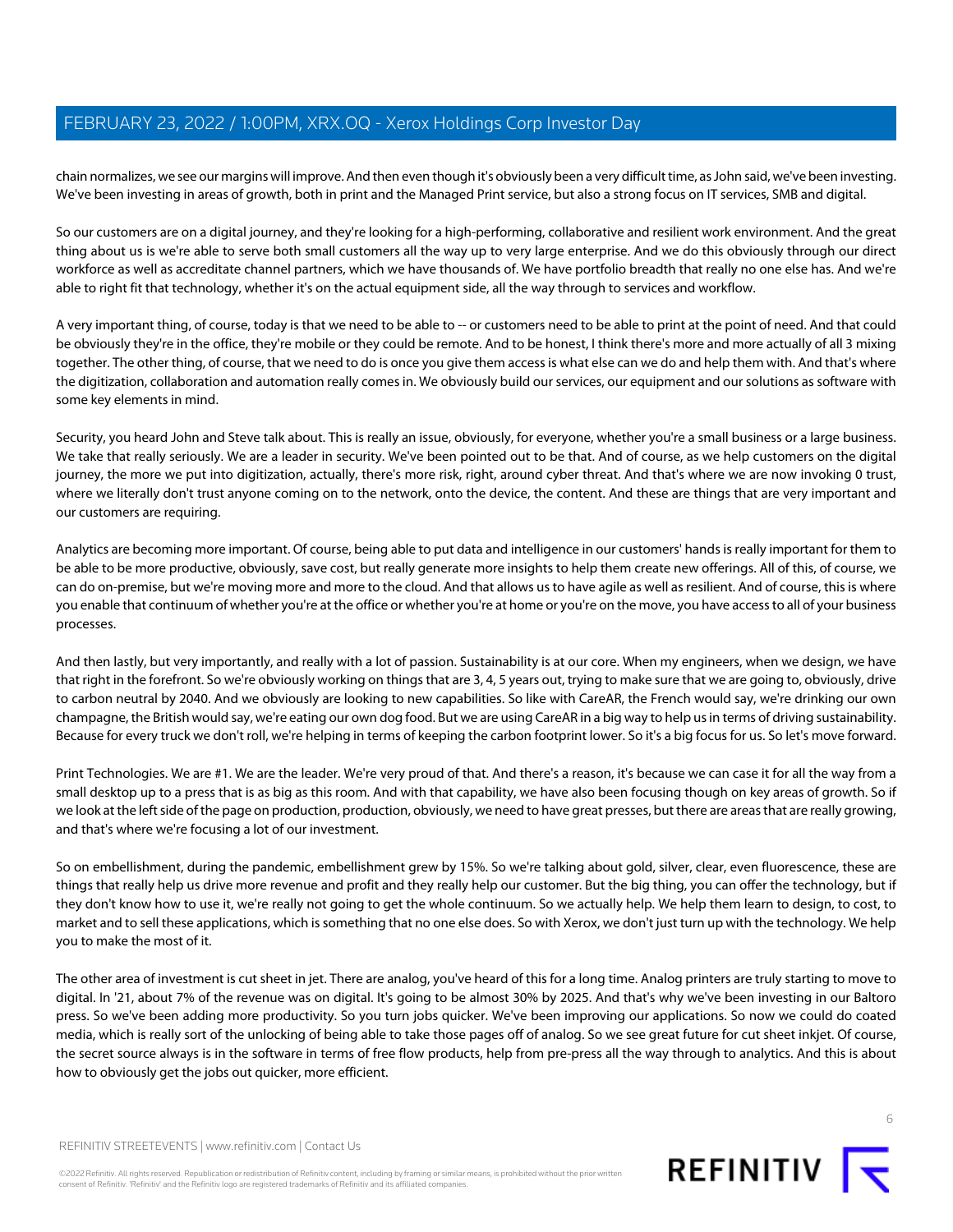chain normalizes, we see our margins will improve. And then even though it's obviously been a very difficult time, as John said, we've been investing. We've been investing in areas of growth, both in print and the Managed Print service, but also a strong focus on IT services, SMB and digital.

So our customers are on a digital journey, and they're looking for a high-performing, collaborative and resilient work environment. And the great thing about us is we're able to serve both small customers all the way up to very large enterprise. And we do this obviously through our direct workforce as well as accreditate channel partners, which we have thousands of. We have portfolio breadth that really no one else has. And we're able to right fit that technology, whether it's on the actual equipment side, all the way through to services and workflow.

A very important thing, of course, today is that we need to be able to -- or customers need to be able to print at the point of need. And that could be obviously they're in the office, they're mobile or they could be remote. And to be honest, I think there's more and more actually of all 3 mixing together. The other thing, of course, that we need to do is once you give them access is what else can we do and help them with. And that's where the digitization, collaboration and automation really comes in. We obviously build our services, our equipment and our solutions as software with some key elements in mind.

Security, you heard John and Steve talk about. This is really an issue, obviously, for everyone, whether you're a small business or a large business. We take that really seriously. We are a leader in security. We've been pointed out to be that. And of course, as we help customers on the digital journey, the more we put into digitization, actually, there's more risk, right, around cyber threat. And that's where we are now invoking 0 trust, where we literally don't trust anyone coming on to the network, onto the device, the content. And these are things that are very important and our customers are requiring.

Analytics are becoming more important. Of course, being able to put data and intelligence in our customers' hands is really important for them to be able to be more productive, obviously, save cost, but really generate more insights to help them create new offerings. All of this, of course, we can do on-premise, but we're moving more and more to the cloud. And that allows us to have agile as well as resilient. And of course, this is where you enable that continuum of whether you're at the office or whether you're at home or you're on the move, you have access to all of your business processes.

And then lastly, but very importantly, and really with a lot of passion. Sustainability is at our core. When my engineers, when we design, we have that right in the forefront. So we're obviously working on things that are 3, 4, 5 years out, trying to make sure that we are going to, obviously, drive to carbon neutral by 2040. And we obviously are looking to new capabilities. So like with CareAR, the French would say, we're drinking our own champagne, the British would say, we're eating our own dog food. But we are using CareAR in a big way to help us in terms of driving sustainability. Because for every truck we don't roll, we're helping in terms of keeping the carbon footprint lower. So it's a big focus for us. So let's move forward.

Print Technologies. We are #1. We are the leader. We're very proud of that. And there's a reason, it's because we can case it for all the way from a small desktop up to a press that is as big as this room. And with that capability, we have also been focusing though on key areas of growth. So if we look at the left side of the page on production, production, obviously, we need to have great presses, but there are areas that are really growing, and that's where we're focusing a lot of our investment.

So on embellishment, during the pandemic, embellishment grew by 15%. So we're talking about gold, silver, clear, even fluorescence, these are things that really help us drive more revenue and profit and they really help our customer. But the big thing, you can offer the technology, but if they don't know how to use it, we're really not going to get the whole continuum. So we actually help. We help them learn to design, to cost, to market and to sell these applications, which is something that no one else does. So with Xerox, we don't just turn up with the technology. We help you to make the most of it.

The other area of investment is cut sheet in jet. There are analog, you've heard of this for a long time. Analog printers are truly starting to move to digital. In '21, about 7% of the revenue was on digital. It's going to be almost 30% by 2025. And that's why we've been investing in our Baltoro press. So we've been adding more productivity. So you turn jobs quicker. We've been improving our applications. So now we could do coated media, which is really sort of the unlocking of being able to take those pages off of analog. So we see great future for cut sheet inkjet. Of course, the secret source always is in the software in terms of free flow products, help from pre-press all the way through to analytics. And this is about how to obviously get the jobs out quicker, more efficient.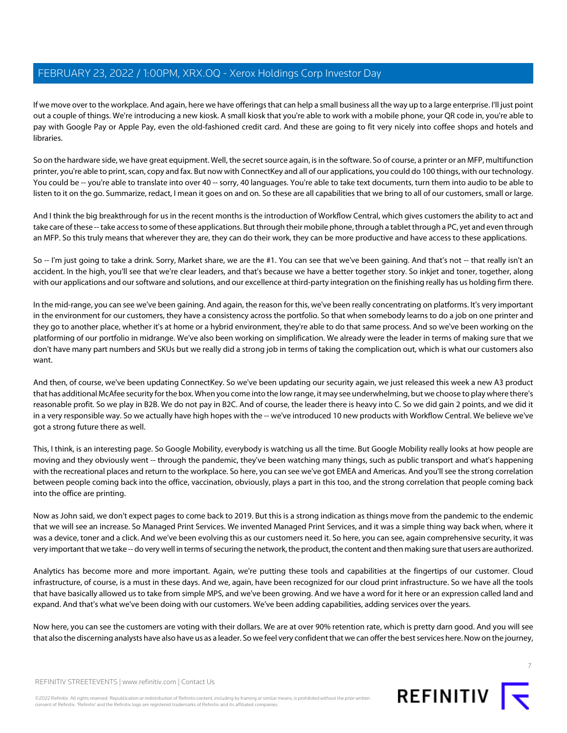If we move over to the workplace. And again, here we have offerings that can help a small business all the way up to a large enterprise. I'll just point out a couple of things. We're introducing a new kiosk. A small kiosk that you're able to work with a mobile phone, your QR code in, you're able to pay with Google Pay or Apple Pay, even the old-fashioned credit card. And these are going to fit very nicely into coffee shops and hotels and libraries.

So on the hardware side, we have great equipment. Well, the secret source again, is in the software. So of course, a printer or an MFP, multifunction printer, you're able to print, scan, copy and fax. But now with ConnectKey and all of our applications, you could do 100 things, with our technology. You could be -- you're able to translate into over 40 -- sorry, 40 languages. You're able to take text documents, turn them into audio to be able to listen to it on the go. Summarize, redact, I mean it goes on and on. So these are all capabilities that we bring to all of our customers, small or large.

And I think the big breakthrough for us in the recent months is the introduction of Workflow Central, which gives customers the ability to act and take care of these -- take access to some of these applications. But through their mobile phone, through a tablet through a PC, yet and even through an MFP. So this truly means that wherever they are, they can do their work, they can be more productive and have access to these applications.

So -- I'm just going to take a drink. Sorry, Market share, we are the #1. You can see that we've been gaining. And that's not -- that really isn't an accident. In the high, you'll see that we're clear leaders, and that's because we have a better together story. So inkjet and toner, together, along with our applications and our software and solutions, and our excellence at third-party integration on the finishing really has us holding firm there.

In the mid-range, you can see we've been gaining. And again, the reason for this, we've been really concentrating on platforms. It's very important in the environment for our customers, they have a consistency across the portfolio. So that when somebody learns to do a job on one printer and they go to another place, whether it's at home or a hybrid environment, they're able to do that same process. And so we've been working on the platforming of our portfolio in midrange. We've also been working on simplification. We already were the leader in terms of making sure that we don't have many part numbers and SKUs but we really did a strong job in terms of taking the complication out, which is what our customers also want.

And then, of course, we've been updating ConnectKey. So we've been updating our security again, we just released this week a new A3 product that has additional McAfee security for the box. When you come into the low range, it may see underwhelming, but we choose to play where there's reasonable profit. So we play in B2B. We do not pay in B2C. And of course, the leader there is heavy into C. So we did gain 2 points, and we did it in a very responsible way. So we actually have high hopes with the -- we've introduced 10 new products with Workflow Central. We believe we've got a strong future there as well.

This, I think, is an interesting page. So Google Mobility, everybody is watching us all the time. But Google Mobility really looks at how people are moving and they obviously went -- through the pandemic, they've been watching many things, such as public transport and what's happening with the recreational places and return to the workplace. So here, you can see we've got EMEA and Americas. And you'll see the strong correlation between people coming back into the office, vaccination, obviously, plays a part in this too, and the strong correlation that people coming back into the office are printing.

Now as John said, we don't expect pages to come back to 2019. But this is a strong indication as things move from the pandemic to the endemic that we will see an increase. So Managed Print Services. We invented Managed Print Services, and it was a simple thing way back when, where it was a device, toner and a click. And we've been evolving this as our customers need it. So here, you can see, again comprehensive security, it was very important that we take -- do very well in terms of securing the network, the product, the content and then making sure that users are authorized.

Analytics has become more and more important. Again, we're putting these tools and capabilities at the fingertips of our customer. Cloud infrastructure, of course, is a must in these days. And we, again, have been recognized for our cloud print infrastructure. So we have all the tools that have basically allowed us to take from simple MPS, and we've been growing. And we have a word for it here or an expression called land and expand. And that's what we've been doing with our customers. We've been adding capabilities, adding services over the years.

Now here, you can see the customers are voting with their dollars. We are at over 90% retention rate, which is pretty darn good. And you will see that also the discerning analysts have also have us as a leader. So we feel very confident that we can offer the best services here. Now on the journey,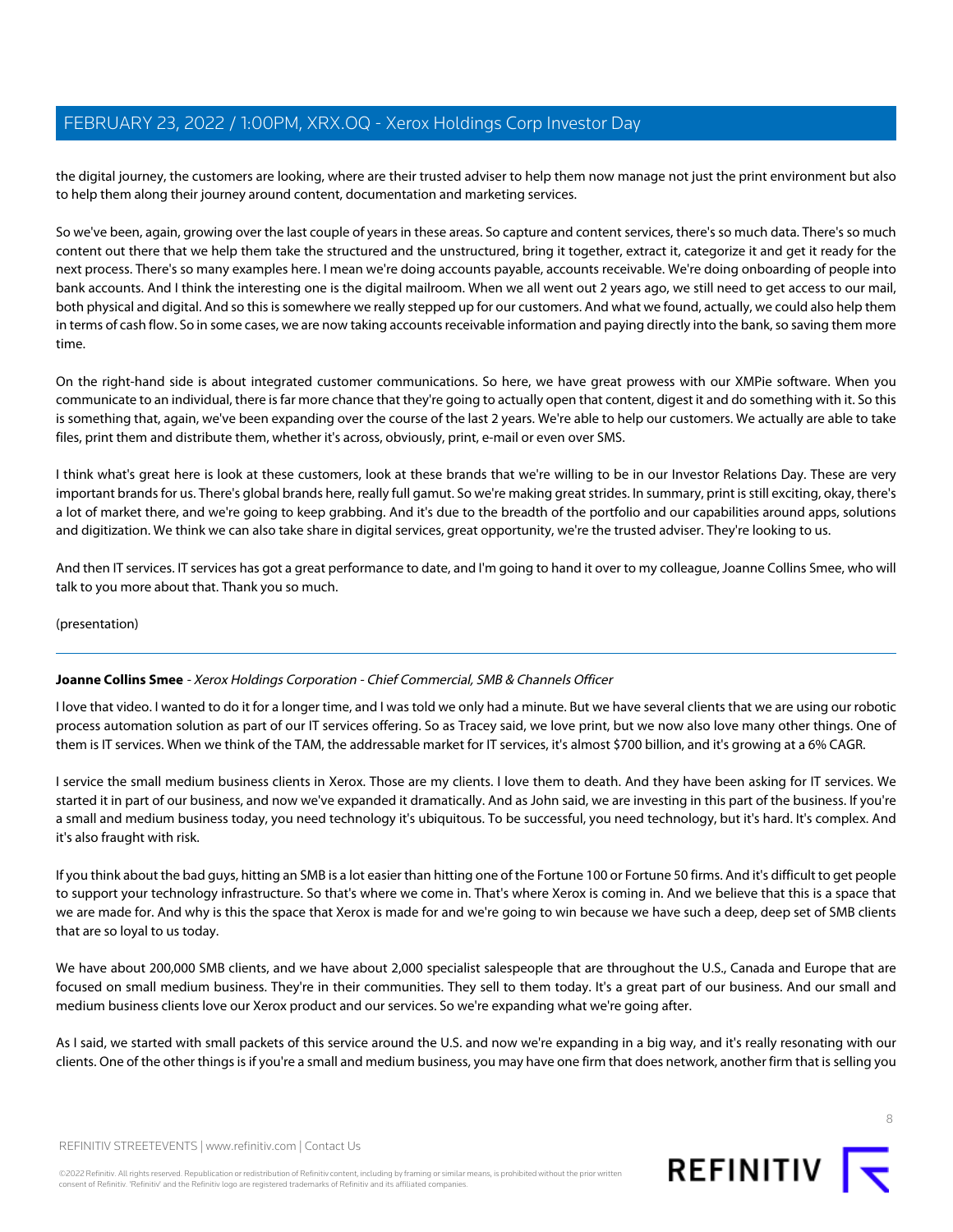the digital journey, the customers are looking, where are their trusted adviser to help them now manage not just the print environment but also to help them along their journey around content, documentation and marketing services.

So we've been, again, growing over the last couple of years in these areas. So capture and content services, there's so much data. There's so much content out there that we help them take the structured and the unstructured, bring it together, extract it, categorize it and get it ready for the next process. There's so many examples here. I mean we're doing accounts payable, accounts receivable. We're doing onboarding of people into bank accounts. And I think the interesting one is the digital mailroom. When we all went out 2 years ago, we still need to get access to our mail, both physical and digital. And so this is somewhere we really stepped up for our customers. And what we found, actually, we could also help them in terms of cash flow. So in some cases, we are now taking accounts receivable information and paying directly into the bank, so saving them more time.

On the right-hand side is about integrated customer communications. So here, we have great prowess with our XMPie software. When you communicate to an individual, there is far more chance that they're going to actually open that content, digest it and do something with it. So this is something that, again, we've been expanding over the course of the last 2 years. We're able to help our customers. We actually are able to take files, print them and distribute them, whether it's across, obviously, print, e-mail or even over SMS.

I think what's great here is look at these customers, look at these brands that we're willing to be in our Investor Relations Day. These are very important brands for us. There's global brands here, really full gamut. So we're making great strides. In summary, print is still exciting, okay, there's a lot of market there, and we're going to keep grabbing. And it's due to the breadth of the portfolio and our capabilities around apps, solutions and digitization. We think we can also take share in digital services, great opportunity, we're the trusted adviser. They're looking to us.

And then IT services. IT services has got a great performance to date, and I'm going to hand it over to my colleague, Joanne Collins Smee, who will talk to you more about that. Thank you so much.

(presentation)

---

**Joanne Collins Smee** - *Xerox Holdings Corporation - Chief Commercial, SMB & Channels Officer*

I love that video. I wanted to do it for a longer time, and I was told we only had a minute. But we have several clients that we are using our robotic process automation solution as part of our IT services offering. So as Tracey said, we love print, but we now also love many other things. One of them is IT services. When we think of the TAM, the addressable market for IT services, it's almost $700 billion, and it's growing at a 6% CAGR.

I service the small medium business clients in Xerox. Those are my clients. I love them to death. And they have been asking for IT services. We started it in part of our business, and now we've expanded it dramatically. And as John said, we are investing in this part of the business. If you're a small and medium business today, you need technology it's ubiquitous. To be successful, you need technology, but it's hard. It's complex. And it's also fraught with risk.

If you think about the bad guys, hitting an SMB is a lot easier than hitting one of the Fortune 100 or Fortune 50 firms. And it's difficult to get people to support your technology infrastructure. So that's where we come in. That's where Xerox is coming in. And we believe that this is a space that we are made for. And why is this the space that Xerox is made for and we're going to win because we have such a deep, deep set of SMB clients that are so loyal to us today.

We have about 200,000 SMB clients, and we have about 2,000 specialist salespeople that are throughout the U.S., Canada and Europe that are focused on small medium business. They're in their communities. They sell to them today. It's a great part of our business. And our small and medium business clients love our Xerox product and our services. So we're expanding what we're going after.

As I said, we started with small packets of this service around the U.S. and now we're expanding in a big way, and it's really resonating with our clients. One of the other things is if you're a small and medium business, you may have one firm that does network, another firm that is selling you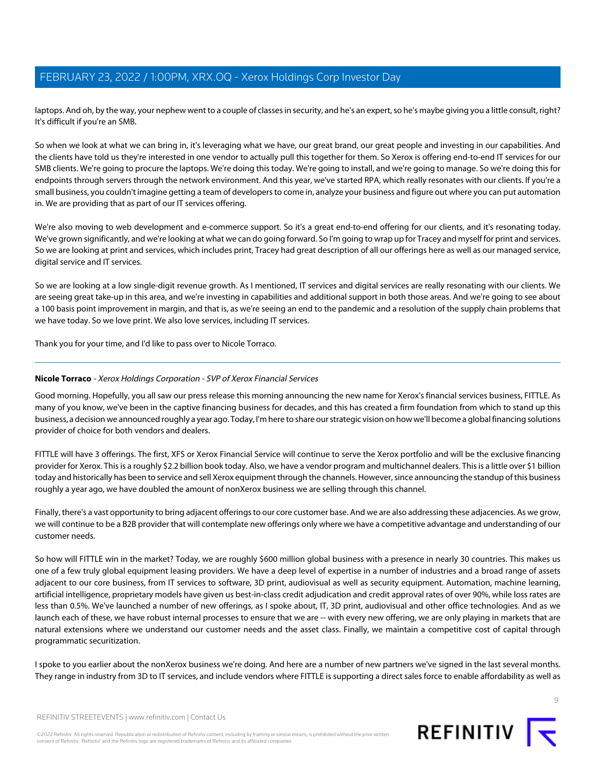laptops. And oh, by the way, your nephew went to a couple of classes in security, and he's an expert, so he's maybe giving you a little consult, right? It's difficult if you're an SMB.

So when we look at what we can bring in, it's leveraging what we have, our great brand, our great people and investing in our capabilities. And the clients have told us they're interested in one vendor to actually pull this together for them. So Xerox is offering end-to-end IT services for our SMB clients. We're going to procure the laptops. We're doing this today. We're going to install, and we're going to manage. So we're doing this for endpoints through servers through the network environment. And this year, we've started RPA, which really resonates with our clients. If you're a small business, you couldn't imagine getting a team of developers to come in, analyze your business and figure out where you can put automation in. We are providing that as part of our IT services offering.

We're also moving to web development and e-commerce support. So it's a great end-to-end offering for our clients, and it's resonating today. We've grown significantly, and we're looking at what we can do going forward. So I'm going to wrap up for Tracey and myself for print and services. So we are looking at print and services, which includes print, Tracey had great description of all our offerings here as well as our managed service, digital service and IT services.

So we are looking at a low single-digit revenue growth. As I mentioned, IT services and digital services are really resonating with our clients. We are seeing great take-up in this area, and we're investing in capabilities and additional support in both those areas. And we're going to see about a 100 basis point improvement in margin, and that is, as we're seeing an end to the pandemic and a resolution of the supply chain problems that we have today. So we love print. We also love services, including IT services.

Thank you for your time, and I'd like to pass over to Nicole Torraco.

---

**Nicole Torraco** - *Xerox Holdings Corporation - SVP of Xerox Financial Services*

Good morning. Hopefully, you all saw our press release this morning announcing the new name for Xerox's financial services business, FITTLE. As many of you know, we've been in the captive financing business for decades, and this has created a firm foundation from which to stand up this business, a decision we announced roughly a year ago. Today, I'm here to share our strategic vision on how we'll become a global financing solutions provider of choice for both vendors and dealers.

FITTLE will have 3 offerings. The first, XFS or Xerox Financial Service will continue to serve the Xerox portfolio and will be the exclusive financing provider for Xerox. This is a roughly $2.2 billion book today. Also, we have a vendor program and multichannel dealers. This is a little over $1 billion today and historically has been to service and sell Xerox equipment through the channels. However, since announcing the standup of this business roughly a year ago, we have doubled the amount of nonXerox business we are selling through this channel.

Finally, there's a vast opportunity to bring adjacent offerings to our core customer base. And we are also addressing these adjacencies. As we grow, we will continue to be a B2B provider that will contemplate new offerings only where we have a competitive advantage and understanding of our customer needs.

So how will FITTLE win in the market? Today, we are roughly $600 million global business with a presence in nearly 30 countries. This makes us one of a few truly global equipment leasing providers. We have a deep level of expertise in a number of industries and a broad range of assets adjacent to our core business, from IT services to software, 3D print, audiovisual as well as security equipment. Automation, machine learning, artificial intelligence, proprietary models have given us best-in-class credit adjudication and credit approval rates of over 90%, while loss rates are less than 0.5%. We've launched a number of new offerings, as I spoke about, IT, 3D print, audiovisual and other office technologies. And as we launch each of these, we have robust internal processes to ensure that we are -- with every new offering, we are only playing in markets that are natural extensions where we understand our customer needs and the asset class. Finally, we maintain a competitive cost of capital through programmatic securitization.

I spoke to you earlier about the nonXerox business we're doing. And here are a number of new partners we've signed in the last several months. They range in industry from 3D to IT services, and include vendors where FITTLE is supporting a direct sales force to enable affordability as well as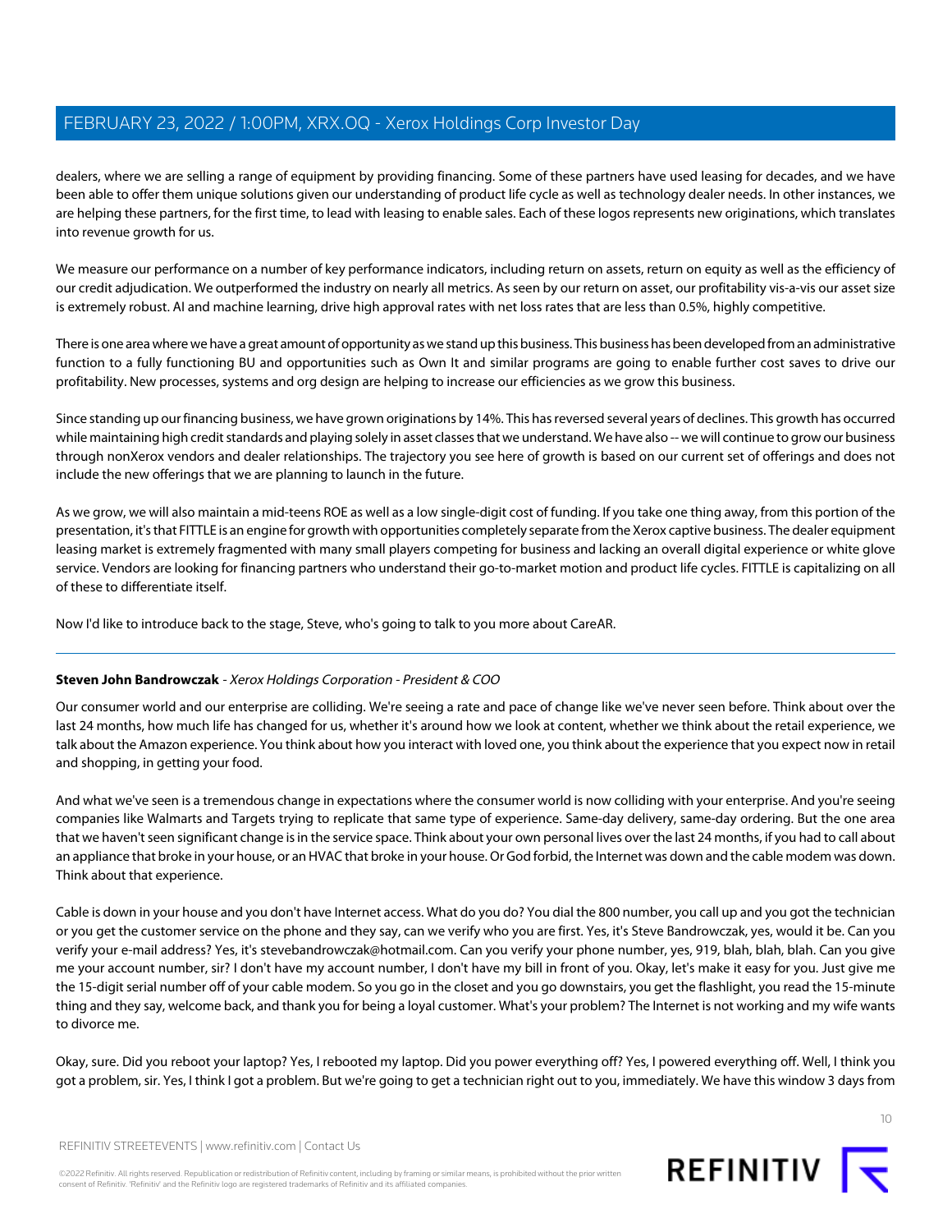dealers, where we are selling a range of equipment by providing financing. Some of these partners have used leasing for decades, and we have been able to offer them unique solutions given our understanding of product life cycle as well as technology dealer needs. In other instances, we are helping these partners, for the first time, to lead with leasing to enable sales. Each of these logos represents new originations, which translates into revenue growth for us.

We measure our performance on a number of key performance indicators, including return on assets, return on equity as well as the efficiency of our credit adjudication. We outperformed the industry on nearly all metrics. As seen by our return on asset, our profitability vis-a-vis our asset size is extremely robust. AI and machine learning, drive high approval rates with net loss rates that are less than 0.5%, highly competitive.

There is one area where we have a great amount of opportunity as we stand up this business. This business has been developed from an administrative function to a fully functioning BU and opportunities such as Own It and similar programs are going to enable further cost saves to drive our profitability. New processes, systems and org design are helping to increase our efficiencies as we grow this business.

Since standing up our financing business, we have grown originations by 14%. This has reversed several years of declines. This growth has occurred while maintaining high credit standards and playing solely in asset classes that we understand. We have also -- we will continue to grow our business through nonXerox vendors and dealer relationships. The trajectory you see here of growth is based on our current set of offerings and does not include the new offerings that we are planning to launch in the future.

As we grow, we will also maintain a mid-teens ROE as well as a low single-digit cost of funding. If you take one thing away, from this portion of the presentation, it's that FITTLE is an engine for growth with opportunities completely separate from the Xerox captive business. The dealer equipment leasing market is extremely fragmented with many small players competing for business and lacking an overall digital experience or white glove service. Vendors are looking for financing partners who understand their go-to-market motion and product life cycles. FITTLE is capitalizing on all of these to differentiate itself.

Now I'd like to introduce back to the stage, Steve, who's going to talk to you more about CareAR.

---

**Steven John Bandrowczak** - *Xerox Holdings Corporation - President & COO*

Our consumer world and our enterprise are colliding. We're seeing a rate and pace of change like we've never seen before. Think about over the last 24 months, how much life has changed for us, whether it's around how we look at content, whether we think about the retail experience, we talk about the Amazon experience. You think about how you interact with loved one, you think about the experience that you expect now in retail and shopping, in getting your food.

And what we've seen is a tremendous change in expectations where the consumer world is now colliding with your enterprise. And you're seeing companies like Walmarts and Targets trying to replicate that same type of experience. Same-day delivery, same-day ordering. But the one area that we haven't seen significant change is in the service space. Think about your own personal lives over the last 24 months, if you had to call about an appliance that broke in your house, or an HVAC that broke in your house. Or God forbid, the Internet was down and the cable modem was down. Think about that experience.

Cable is down in your house and you don't have Internet access. What do you do? You dial the 800 number, you call up and you got the technician or you get the customer service on the phone and they say, can we verify who you are first. Yes, it's Steve Bandrowczak, yes, would it be. Can you verify your e-mail address? Yes, it's stevebandrowczak@hotmail.com. Can you verify your phone number, yes, 919, blah, blah, blah. Can you give me your account number, sir? I don't have my account number, I don't have my bill in front of you. Okay, let's make it easy for you. Just give me the 15-digit serial number off of your cable modem. So you go in the closet and you go downstairs, you get the flashlight, you read the 15-minute thing and they say, welcome back, and thank you for being a loyal customer. What's your problem? The Internet is not working and my wife wants to divorce me.

Okay, sure. Did you reboot your laptop? Yes, I rebooted my laptop. Did you power everything off? Yes, I powered everything off. Well, I think you got a problem, sir. Yes, I think I got a problem. But we're going to get a technician right out to you, immediately. We have this window 3 days from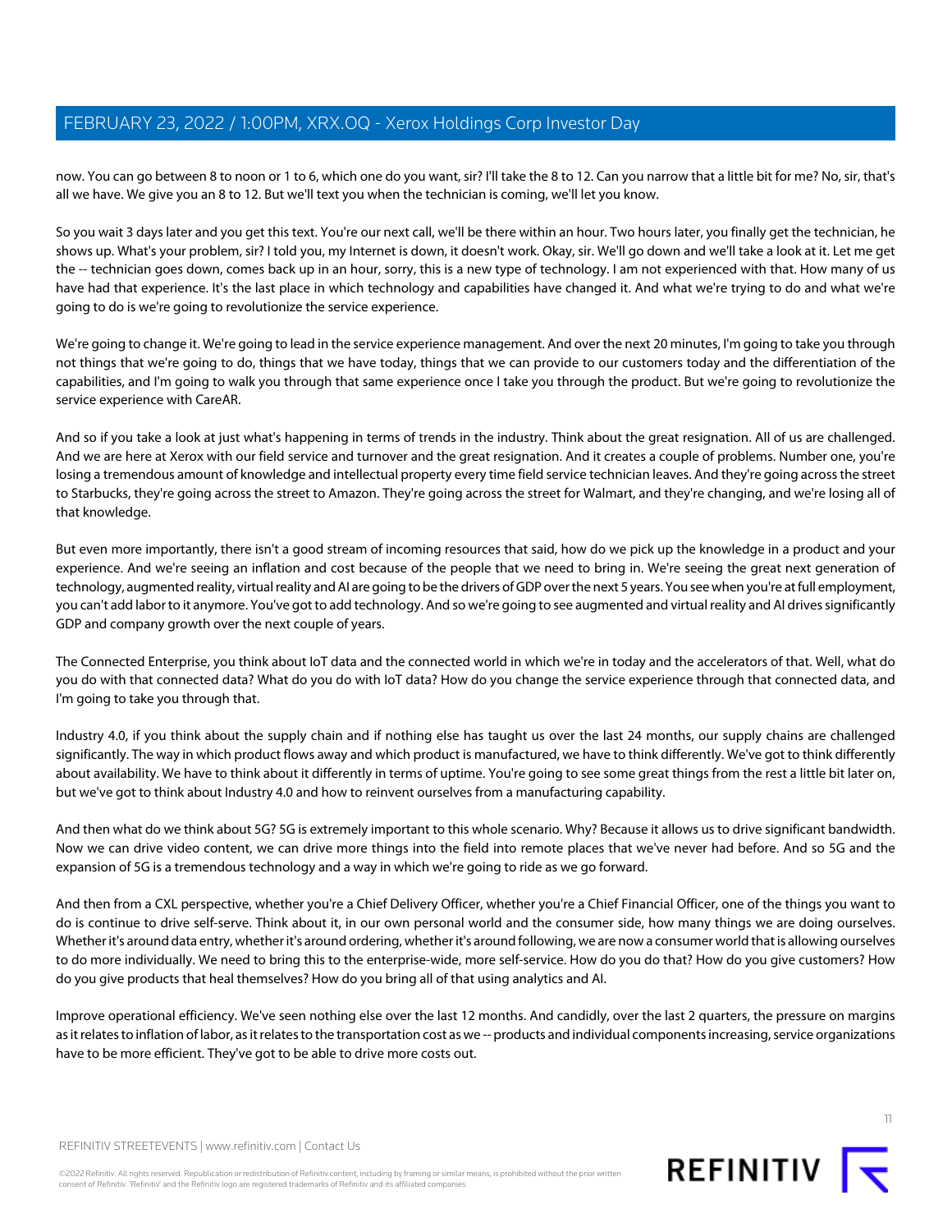now. You can go between 8 to noon or 1 to 6, which one do you want, sir? I'll take the 8 to 12. Can you narrow that a little bit for me? No, sir, that's all we have. We give you an 8 to 12. But we'll text you when the technician is coming, we'll let you know.

So you wait 3 days later and you get this text. You're our next call, we'll be there within an hour. Two hours later, you finally get the technician, he shows up. What's your problem, sir? I told you, my Internet is down, it doesn't work. Okay, sir. We'll go down and we'll take a look at it. Let me get the -- technician goes down, comes back up in an hour, sorry, this is a new type of technology. I am not experienced with that. How many of us have had that experience. It's the last place in which technology and capabilities have changed it. And what we're trying to do and what we're going to do is we're going to revolutionize the service experience.

We're going to change it. We're going to lead in the service experience management. And over the next 20 minutes, I'm going to take you through not things that we're going to do, things that we have today, things that we can provide to our customers today and the differentiation of the capabilities, and I'm going to walk you through that same experience once I take you through the product. But we're going to revolutionize the service experience with CareAR.

And so if you take a look at just what's happening in terms of trends in the industry. Think about the great resignation. All of us are challenged. And we are here at Xerox with our field service and turnover and the great resignation. And it creates a couple of problems. Number one, you're losing a tremendous amount of knowledge and intellectual property every time field service technician leaves. And they're going across the street to Starbucks, they're going across the street to Amazon. They're going across the street for Walmart, and they're changing, and we're losing all of that knowledge.

But even more importantly, there isn't a good stream of incoming resources that said, how do we pick up the knowledge in a product and your experience. And we're seeing an inflation and cost because of the people that we need to bring in. We're seeing the great next generation of technology, augmented reality, virtual reality and AI are going to be the drivers of GDP over the next 5 years. You see when you're at full employment, you can't add labor to it anymore. You've got to add technology. And so we're going to see augmented and virtual reality and AI drives significantly GDP and company growth over the next couple of years.

The Connected Enterprise, you think about IoT data and the connected world in which we're in today and the accelerators of that. Well, what do you do with that connected data? What do you do with IoT data? How do you change the service experience through that connected data, and I'm going to take you through that.

Industry 4.0, if you think about the supply chain and if nothing else has taught us over the last 24 months, our supply chains are challenged significantly. The way in which product flows away and which product is manufactured, we have to think differently. We've got to think differently about availability. We have to think about it differently in terms of uptime. You're going to see some great things from the rest a little bit later on, but we've got to think about Industry 4.0 and how to reinvent ourselves from a manufacturing capability.

And then what do we think about 5G? 5G is extremely important to this whole scenario. Why? Because it allows us to drive significant bandwidth. Now we can drive video content, we can drive more things into the field into remote places that we've never had before. And so 5G and the expansion of 5G is a tremendous technology and a way in which we're going to ride as we go forward.

And then from a CXL perspective, whether you're a Chief Delivery Officer, whether you're a Chief Financial Officer, one of the things you want to do is continue to drive self-serve. Think about it, in our own personal world and the consumer side, how many things we are doing ourselves. Whether it's around data entry, whether it's around ordering, whether it's around following, we are now a consumer world that is allowing ourselves to do more individually. We need to bring this to the enterprise-wide, more self-service. How do you do that? How do you give customers? How do you give products that heal themselves? How do you bring all of that using analytics and AI.

Improve operational efficiency. We've seen nothing else over the last 12 months. And candidly, over the last 2 quarters, the pressure on margins as it relates to inflation of labor, as it relates to the transportation cost as we -- products and individual components increasing, service organizations have to be more efficient. They've got to be able to drive more costs out.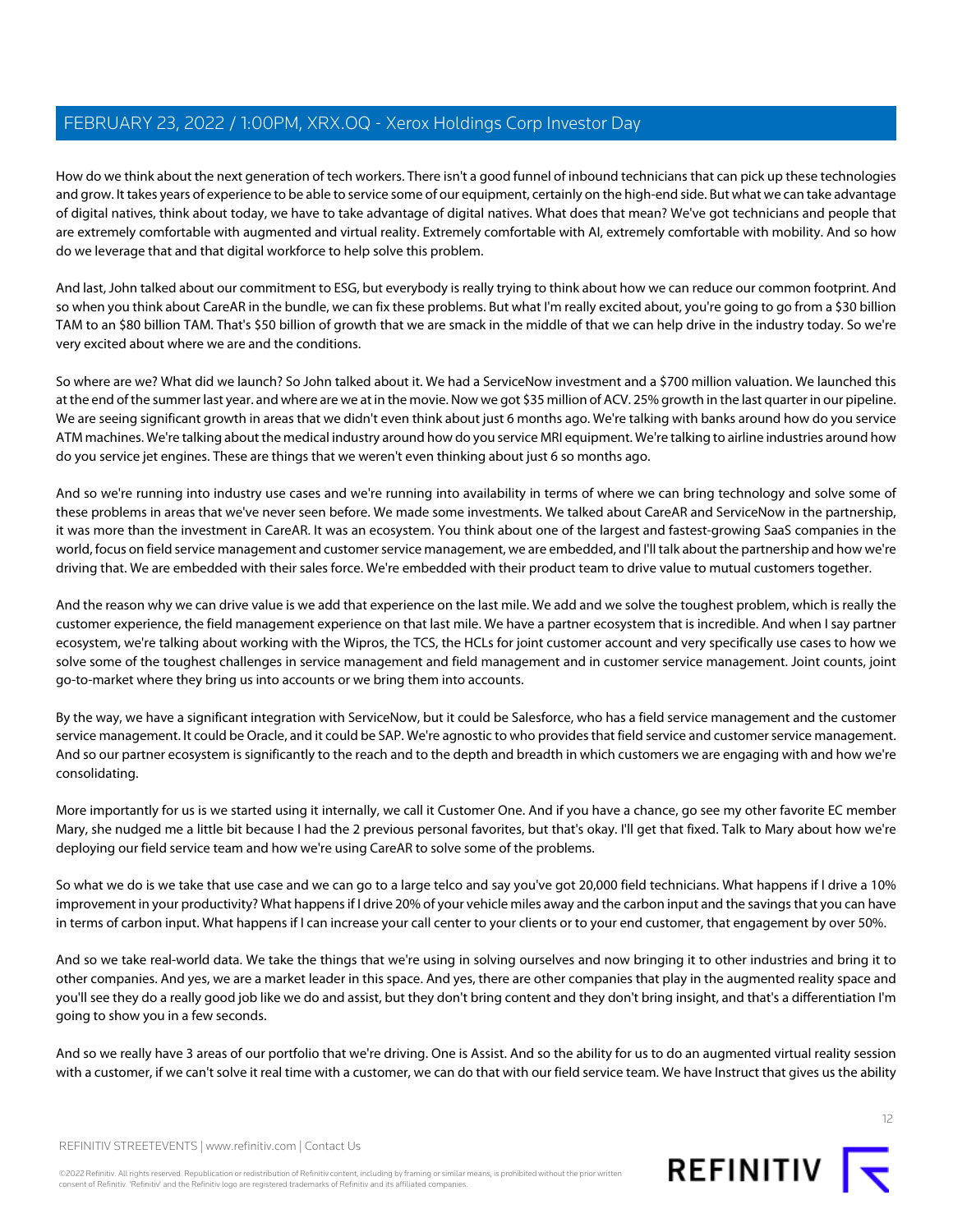How do we think about the next generation of tech workers. There isn't a good funnel of inbound technicians that can pick up these technologies and grow. It takes years of experience to be able to service some of our equipment, certainly on the high-end side. But what we can take advantage of digital natives, think about today, we have to take advantage of digital natives. What does that mean? We've got technicians and people that are extremely comfortable with augmented and virtual reality. Extremely comfortable with AI, extremely comfortable with mobility. And so how do we leverage that and that digital workforce to help solve this problem.

And last, John talked about our commitment to ESG, but everybody is really trying to think about how we can reduce our common footprint. And so when you think about CareAR in the bundle, we can fix these problems. But what I'm really excited about, you're going to go from a $30 billion TAM to an $80 billion TAM. That's $50 billion of growth that we are smack in the middle of that we can help drive in the industry today. So we're very excited about where we are and the conditions.

So where are we? What did we launch? So John talked about it. We had a ServiceNow investment and a $700 million valuation. We launched this at the end of the summer last year. and where are we at in the movie. Now we got $35 million of ACV. 25% growth in the last quarter in our pipeline. We are seeing significant growth in areas that we didn't even think about just 6 months ago. We're talking with banks around how do you service ATM machines. We're talking about the medical industry around how do you service MRI equipment. We're talking to airline industries around how do you service jet engines. These are things that we weren't even thinking about just 6 so months ago.

And so we're running into industry use cases and we're running into availability in terms of where we can bring technology and solve some of these problems in areas that we've never seen before. We made some investments. We talked about CareAR and ServiceNow in the partnership, it was more than the investment in CareAR. It was an ecosystem. You think about one of the largest and fastest-growing SaaS companies in the world, focus on field service management and customer service management, we are embedded, and I'll talk about the partnership and how we're driving that. We are embedded with their sales force. We're embedded with their product team to drive value to mutual customers together.

And the reason why we can drive value is we add that experience on the last mile. We add and we solve the toughest problem, which is really the customer experience, the field management experience on that last mile. We have a partner ecosystem that is incredible. And when I say partner ecosystem, we're talking about working with the Wipros, the TCS, the HCLs for joint customer account and very specifically use cases to how we solve some of the toughest challenges in service management and field management and in customer service management. Joint counts, joint go-to-market where they bring us into accounts or we bring them into accounts.

By the way, we have a significant integration with ServiceNow, but it could be Salesforce, who has a field service management and the customer service management. It could be Oracle, and it could be SAP. We're agnostic to who provides that field service and customer service management. And so our partner ecosystem is significantly to the reach and to the depth and breadth in which customers we are engaging with and how we're consolidating.

More importantly for us is we started using it internally, we call it Customer One. And if you have a chance, go see my other favorite EC member Mary, she nudged me a little bit because I had the 2 previous personal favorites, but that's okay. I'll get that fixed. Talk to Mary about how we're deploying our field service team and how we're using CareAR to solve some of the problems.

So what we do is we take that use case and we can go to a large telco and say you've got 20,000 field technicians. What happens if I drive a 10% improvement in your productivity? What happens if I drive 20% of your vehicle miles away and the carbon input and the savings that you can have in terms of carbon input. What happens if I can increase your call center to your clients or to your end customer, that engagement by over 50%.

And so we take real-world data. We take the things that we're using in solving ourselves and now bringing it to other industries and bring it to other companies. And yes, we are a market leader in this space. And yes, there are other companies that play in the augmented reality space and you'll see they do a really good job like we do and assist, but they don't bring content and they don't bring insight, and that's a differentiation I'm going to show you in a few seconds.

And so we really have 3 areas of our portfolio that we're driving. One is Assist. And so the ability for us to do an augmented virtual reality session with a customer, if we can't solve it real time with a customer, we can do that with our field service team. We have Instruct that gives us the ability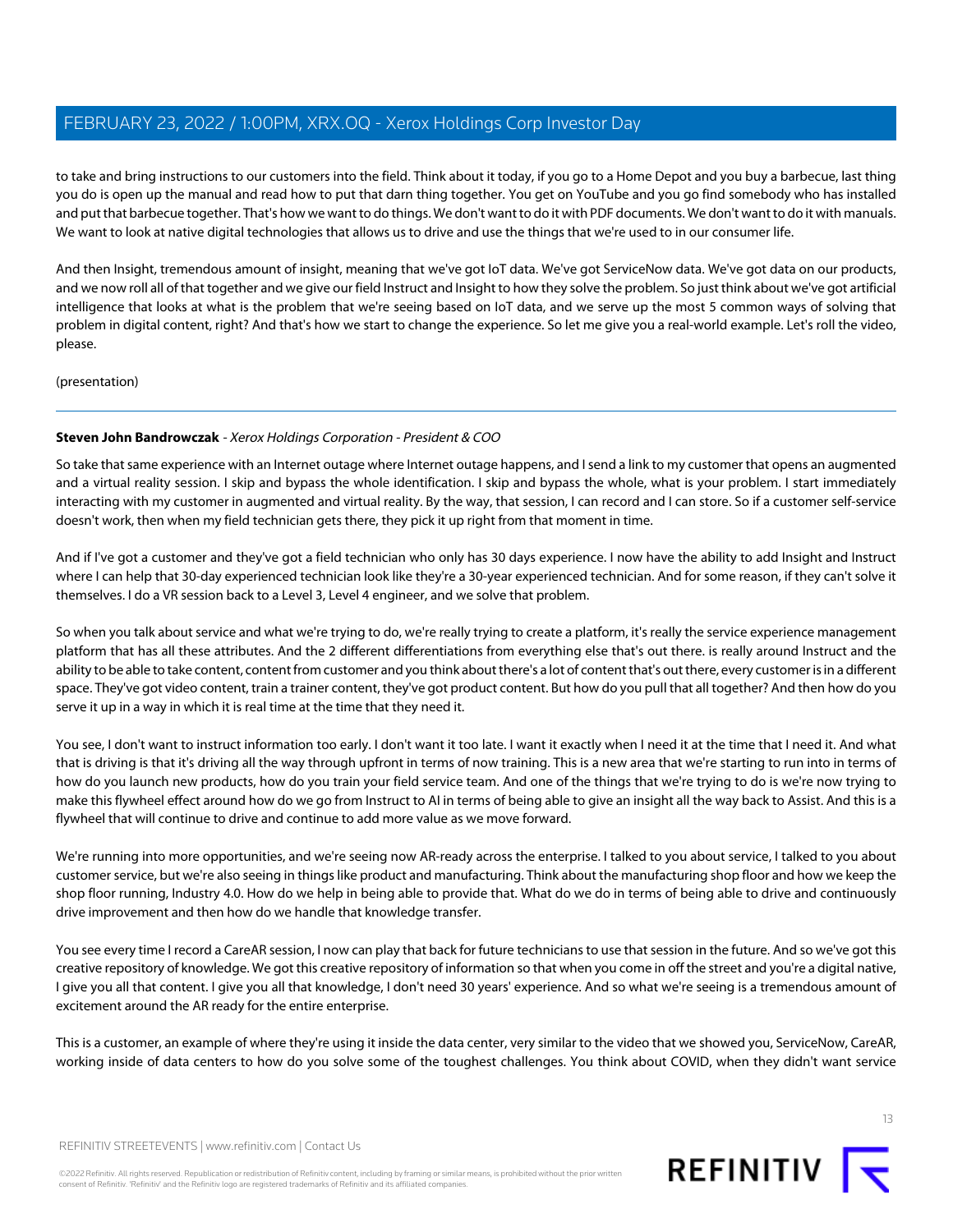to take and bring instructions to our customers into the field. Think about it today, if you go to a Home Depot and you buy a barbecue, last thing you do is open up the manual and read how to put that darn thing together. You get on YouTube and you go find somebody who has installed and put that barbecue together. That's how we want to do things. We don't want to do it with PDF documents. We don't want to do it with manuals. We want to look at native digital technologies that allows us to drive and use the things that we're used to in our consumer life.

And then Insight, tremendous amount of insight, meaning that we've got IoT data. We've got ServiceNow data. We've got data on our products, and we now roll all of that together and we give our field Instruct and Insight to how they solve the problem. So just think about we've got artificial intelligence that looks at what is the problem that we're seeing based on IoT data, and we serve up the most 5 common ways of solving that problem in digital content, right? And that's how we start to change the experience. So let me give you a real-world example. Let's roll the video, please.

(presentation)

---

**Steven John Bandrowczak** - *Xerox Holdings Corporation - President & COO*

So take that same experience with an Internet outage where Internet outage happens, and I send a link to my customer that opens an augmented and a virtual reality session. I skip and bypass the whole identification. I skip and bypass the whole, what is your problem. I start immediately interacting with my customer in augmented and virtual reality. By the way, that session, I can record and I can store. So if a customer self-service doesn't work, then when my field technician gets there, they pick it up right from that moment in time.

And if I've got a customer and they've got a field technician who only has 30 days experience. I now have the ability to add Insight and Instruct where I can help that 30-day experienced technician look like they're a 30-year experienced technician. And for some reason, if they can't solve it themselves. I do a VR session back to a Level 3, Level 4 engineer, and we solve that problem.

So when you talk about service and what we're trying to do, we're really trying to create a platform, it's really the service experience management platform that has all these attributes. And the 2 different differentiations from everything else that's out there. is really around Instruct and the ability to be able to take content, content from customer and you think about there's a lot of content that's out there, every customer is in a different space. They've got video content, train a trainer content, they've got product content. But how do you pull that all together? And then how do you serve it up in a way in which it is real time at the time that they need it.

You see, I don't want to instruct information too early. I don't want it too late. I want it exactly when I need it at the time that I need it. And what that is driving is that it's driving all the way through upfront in terms of now training. This is a new area that we're starting to run into in terms of how do you launch new products, how do you train your field service team. And one of the things that we're trying to do is we're now trying to make this flywheel effect around how do we go from Instruct to AI in terms of being able to give an insight all the way back to Assist. And this is a flywheel that will continue to drive and continue to add more value as we move forward.

We're running into more opportunities, and we're seeing now AR-ready across the enterprise. I talked to you about service, I talked to you about customer service, but we're also seeing in things like product and manufacturing. Think about the manufacturing shop floor and how we keep the shop floor running, Industry 4.0. How do we help in being able to provide that. What do we do in terms of being able to drive and continuously drive improvement and then how do we handle that knowledge transfer.

You see every time I record a CareAR session, I now can play that back for future technicians to use that session in the future. And so we've got this creative repository of knowledge. We got this creative repository of information so that when you come in off the street and you're a digital native, I give you all that content. I give you all that knowledge, I don't need 30 years' experience. And so what we're seeing is a tremendous amount of excitement around the AR ready for the entire enterprise.

This is a customer, an example of where they're using it inside the data center, very similar to the video that we showed you, ServiceNow, CareAR, working inside of data centers to how do you solve some of the toughest challenges. You think about COVID, when they didn't want service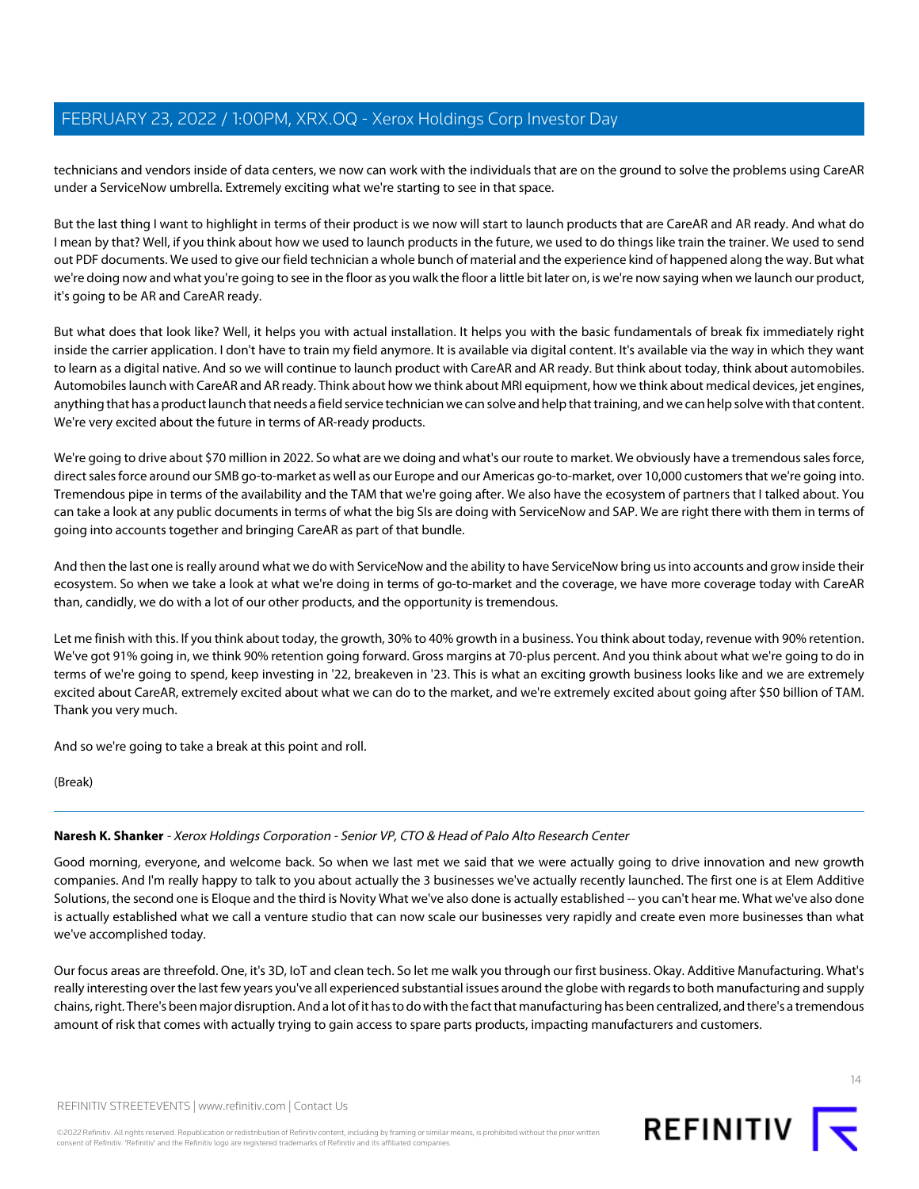technicians and vendors inside of data centers, we now can work with the individuals that are on the ground to solve the problems using CareAR under a ServiceNow umbrella. Extremely exciting what we're starting to see in that space.

But the last thing I want to highlight in terms of their product is we now will start to launch products that are CareAR and AR ready. And what do I mean by that? Well, if you think about how we used to launch products in the future, we used to do things like train the trainer. We used to send out PDF documents. We used to give our field technician a whole bunch of material and the experience kind of happened along the way. But what we're doing now and what you're going to see in the floor as you walk the floor a little bit later on, is we're now saying when we launch our product, it's going to be AR and CareAR ready.

But what does that look like? Well, it helps you with actual installation. It helps you with the basic fundamentals of break fix immediately right inside the carrier application. I don't have to train my field anymore. It is available via digital content. It's available via the way in which they want to learn as a digital native. And so we will continue to launch product with CareAR and AR ready. But think about today, think about automobiles. Automobiles launch with CareAR and AR ready. Think about how we think about MRI equipment, how we think about medical devices, jet engines, anything that has a product launch that needs a field service technician we can solve and help that training, and we can help solve with that content. We're very excited about the future in terms of AR-ready products.

We're going to drive about $70 million in 2022. So what are we doing and what's our route to market. We obviously have a tremendous sales force, direct sales force around our SMB go-to-market as well as our Europe and our Americas go-to-market, over 10,000 customers that we're going into. Tremendous pipe in terms of the availability and the TAM that we're going after. We also have the ecosystem of partners that I talked about. You can take a look at any public documents in terms of what the big SIs are doing with ServiceNow and SAP. We are right there with them in terms of going into accounts together and bringing CareAR as part of that bundle.

And then the last one is really around what we do with ServiceNow and the ability to have ServiceNow bring us into accounts and grow inside their ecosystem. So when we take a look at what we're doing in terms of go-to-market and the coverage, we have more coverage today with CareAR than, candidly, we do with a lot of our other products, and the opportunity is tremendous.

Let me finish with this. If you think about today, the growth, 30% to 40% growth in a business. You think about today, revenue with 90% retention. We've got 91% going in, we think 90% retention going forward. Gross margins at 70-plus percent. And you think about what we're going to do in terms of we're going to spend, keep investing in '22, breakeven in '23. This is what an exciting growth business looks like and we are extremely excited about CareAR, extremely excited about what we can do to the market, and we're extremely excited about going after $50 billion of TAM. Thank you very much.

And so we're going to take a break at this point and roll.

(Break)

---

**Naresh K. Shanker** - *Xerox Holdings Corporation - Senior VP, CTO & Head of Palo Alto Research Center*

Good morning, everyone, and welcome back. So when we last met we said that we were actually going to drive innovation and new growth companies. And I'm really happy to talk to you about actually the 3 businesses we've actually recently launched. The first one is at Elem Additive Solutions, the second one is Eloque and the third is Novity What we've also done is actually established -- you can't hear me. What we've also done is actually established what we call a venture studio that can now scale our businesses very rapidly and create even more businesses than what we've accomplished today.

Our focus areas are threefold. One, it's 3D, IoT and clean tech. So let me walk you through our first business. Okay. Additive Manufacturing. What's really interesting over the last few years you've all experienced substantial issues around the globe with regards to both manufacturing and supply chains, right. There's been major disruption. And a lot of it has to do with the fact that manufacturing has been centralized, and there's a tremendous amount of risk that comes with actually trying to gain access to spare parts products, impacting manufacturers and customers.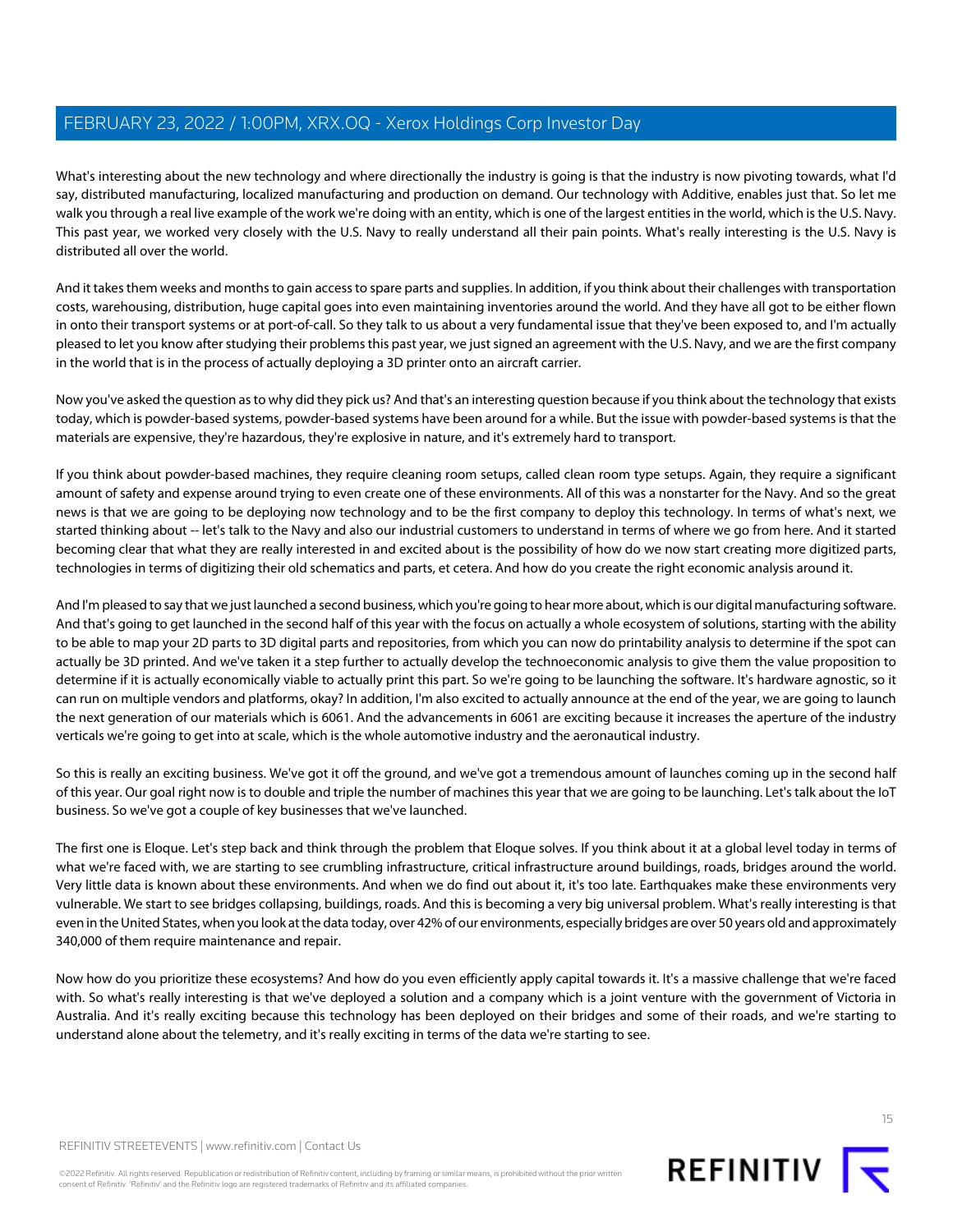What's interesting about the new technology and where directionally the industry is going is that the industry is now pivoting towards, what I'd say, distributed manufacturing, localized manufacturing and production on demand. Our technology with Additive, enables just that. So let me walk you through a real live example of the work we're doing with an entity, which is one of the largest entities in the world, which is the U.S. Navy. This past year, we worked very closely with the U.S. Navy to really understand all their pain points. What's really interesting is the U.S. Navy is distributed all over the world.

And it takes them weeks and months to gain access to spare parts and supplies. In addition, if you think about their challenges with transportation costs, warehousing, distribution, huge capital goes into even maintaining inventories around the world. And they have all got to be either flown in onto their transport systems or at port-of-call. So they talk to us about a very fundamental issue that they've been exposed to, and I'm actually pleased to let you know after studying their problems this past year, we just signed an agreement with the U.S. Navy, and we are the first company in the world that is in the process of actually deploying a 3D printer onto an aircraft carrier.

Now you've asked the question as to why did they pick us? And that's an interesting question because if you think about the technology that exists today, which is powder-based systems, powder-based systems have been around for a while. But the issue with powder-based systems is that the materials are expensive, they're hazardous, they're explosive in nature, and it's extremely hard to transport.

If you think about powder-based machines, they require cleaning room setups, called clean room type setups. Again, they require a significant amount of safety and expense around trying to even create one of these environments. All of this was a nonstarter for the Navy. And so the great news is that we are going to be deploying now technology and to be the first company to deploy this technology. In terms of what's next, we started thinking about -- let's talk to the Navy and also our industrial customers to understand in terms of where we go from here. And it started becoming clear that what they are really interested in and excited about is the possibility of how do we now start creating more digitized parts, technologies in terms of digitizing their old schematics and parts, et cetera. And how do you create the right economic analysis around it.

And I'm pleased to say that we just launched a second business, which you're going to hear more about, which is our digital manufacturing software. And that's going to get launched in the second half of this year with the focus on actually a whole ecosystem of solutions, starting with the ability to be able to map your 2D parts to 3D digital parts and repositories, from which you can now do printability analysis to determine if the spot can actually be 3D printed. And we've taken it a step further to actually develop the technoeconomic analysis to give them the value proposition to determine if it is actually economically viable to actually print this part. So we're going to be launching the software. It's hardware agnostic, so it can run on multiple vendors and platforms, okay? In addition, I'm also excited to actually announce at the end of the year, we are going to launch the next generation of our materials which is 6061. And the advancements in 6061 are exciting because it increases the aperture of the industry verticals we're going to get into at scale, which is the whole automotive industry and the aeronautical industry.

So this is really an exciting business. We've got it off the ground, and we've got a tremendous amount of launches coming up in the second half of this year. Our goal right now is to double and triple the number of machines this year that we are going to be launching. Let's talk about the IoT business. So we've got a couple of key businesses that we've launched.

The first one is Eloque. Let's step back and think through the problem that Eloque solves. If you think about it at a global level today in terms of what we're faced with, we are starting to see crumbling infrastructure, critical infrastructure around buildings, roads, bridges around the world. Very little data is known about these environments. And when we do find out about it, it's too late. Earthquakes make these environments very vulnerable. We start to see bridges collapsing, buildings, roads. And this is becoming a very big universal problem. What's really interesting is that even in the United States, when you look at the data today, over 42% of our environments, especially bridges are over 50 years old and approximately 340,000 of them require maintenance and repair.

Now how do you prioritize these ecosystems? And how do you even efficiently apply capital towards it. It's a massive challenge that we're faced with. So what's really interesting is that we've deployed a solution and a company which is a joint venture with the government of Victoria in Australia. And it's really exciting because this technology has been deployed on their bridges and some of their roads, and we're starting to understand alone about the telemetry, and it's really exciting in terms of the data we're starting to see.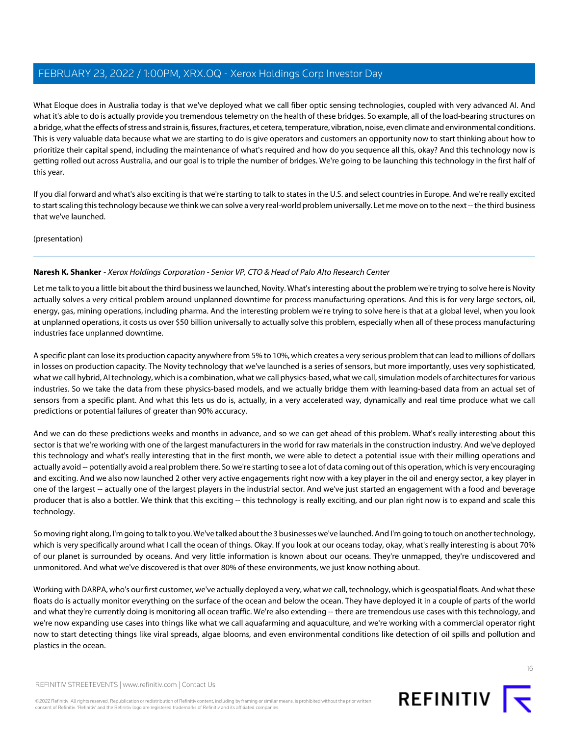What Eloque does in Australia today is that we've deployed what we call fiber optic sensing technologies, coupled with very advanced AI. And what it's able to do is actually provide you tremendous telemetry on the health of these bridges. So example, all of the load-bearing structures on a bridge, what the effects of stress and strain is, fissures, fractures, et cetera, temperature, vibration, noise, even climate and environmental conditions. This is very valuable data because what we are starting to do is give operators and customers an opportunity now to start thinking about how to prioritize their capital spend, including the maintenance of what's required and how do you sequence all this, okay? And this technology now is getting rolled out across Australia, and our goal is to triple the number of bridges. We're going to be launching this technology in the first half of this year.

If you dial forward and what's also exciting is that we're starting to talk to states in the U.S. and select countries in Europe. And we're really excited to start scaling this technology because we think we can solve a very real-world problem universally. Let me move on to the next -- the third business that we've launched.

(presentation)

---

**Naresh K. Shanker** - *Xerox Holdings Corporation - Senior VP, CTO & Head of Palo Alto Research Center*

Let me talk to you a little bit about the third business we launched, Novity. What's interesting about the problem we're trying to solve here is Novity actually solves a very critical problem around unplanned downtime for process manufacturing operations. And this is for very large sectors, oil, energy, gas, mining operations, including pharma. And the interesting problem we're trying to solve here is that at a global level, when you look at unplanned operations, it costs us over $50 billion universally to actually solve this problem, especially when all of these process manufacturing industries face unplanned downtime.

A specific plant can lose its production capacity anywhere from 5% to 10%, which creates a very serious problem that can lead to millions of dollars in losses on production capacity. The Novity technology that we've launched is a series of sensors, but more importantly, uses very sophisticated, what we call hybrid, AI technology, which is a combination, what we call physics-based, what we call, simulation models of architectures for various industries. So we take the data from these physics-based models, and we actually bridge them with learning-based data from an actual set of sensors from a specific plant. And what this lets us do is, actually, in a very accelerated way, dynamically and real time produce what we call predictions or potential failures of greater than 90% accuracy.

And we can do these predictions weeks and months in advance, and so we can get ahead of this problem. What's really interesting about this sector is that we're working with one of the largest manufacturers in the world for raw materials in the construction industry. And we've deployed this technology and what's really interesting that in the first month, we were able to detect a potential issue with their milling operations and actually avoid -- potentially avoid a real problem there. So we're starting to see a lot of data coming out of this operation, which is very encouraging and exciting. And we also now launched 2 other very active engagements right now with a key player in the oil and energy sector, a key player in one of the largest -- actually one of the largest players in the industrial sector. And we've just started an engagement with a food and beverage producer that is also a bottler. We think that this exciting -- this technology is really exciting, and our plan right now is to expand and scale this technology.

So moving right along, I'm going to talk to you. We've talked about the 3 businesses we've launched. And I'm going to touch on another technology, which is very specifically around what I call the ocean of things. Okay. If you look at our oceans today, okay, what's really interesting is about 70% of our planet is surrounded by oceans. And very little information is known about our oceans. They're unmapped, they're undiscovered and unmonitored. And what we've discovered is that over 80% of these environments, we just know nothing about.

Working with DARPA, who's our first customer, we've actually deployed a very, what we call, technology, which is geospatial floats. And what these floats do is actually monitor everything on the surface of the ocean and below the ocean. They have deployed it in a couple of parts of the world and what they're currently doing is monitoring all ocean traffic. We're also extending -- there are tremendous use cases with this technology, and we're now expanding use cases into things like what we call aquafarming and aquaculture, and we're working with a commercial operator right now to start detecting things like viral spreads, algae blooms, and even environmental conditions like detection of oil spills and pollution and plastics in the ocean.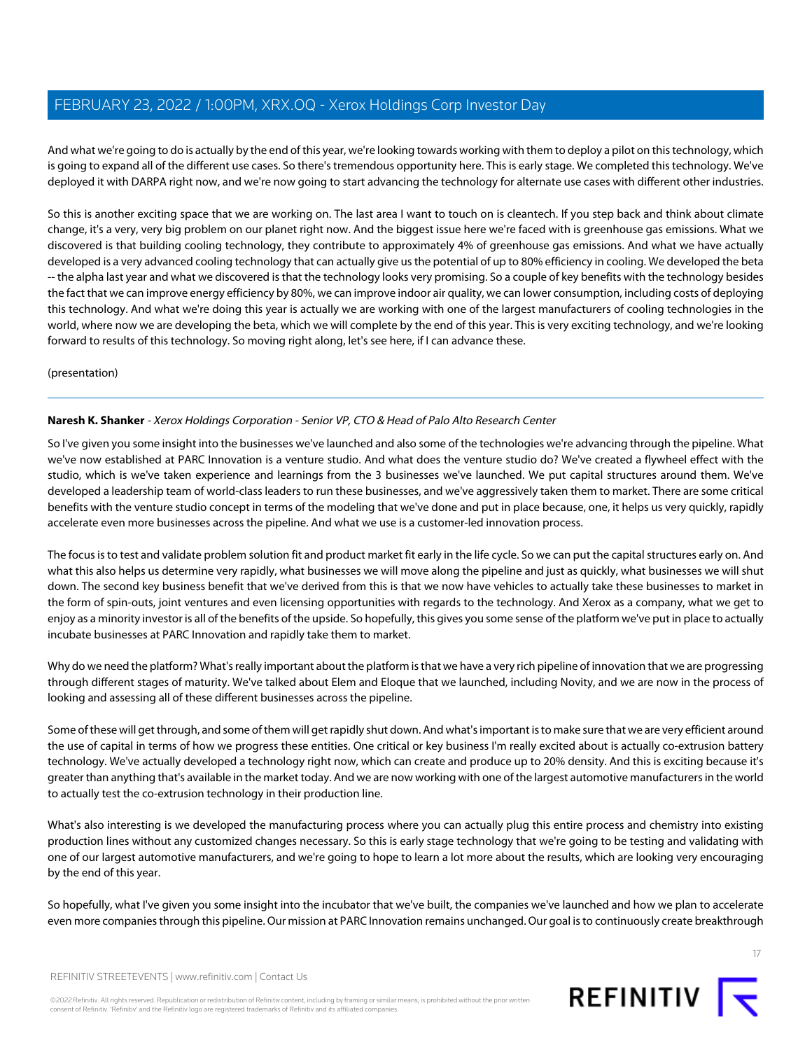And what we're going to do is actually by the end of this year, we're looking towards working with them to deploy a pilot on this technology, which is going to expand all of the different use cases. So there's tremendous opportunity here. This is early stage. We completed this technology. We've deployed it with DARPA right now, and we're now going to start advancing the technology for alternate use cases with different other industries.

So this is another exciting space that we are working on. The last area I want to touch on is cleantech. If you step back and think about climate change, it's a very, very big problem on our planet right now. And the biggest issue here we're faced with is greenhouse gas emissions. What we discovered is that building cooling technology, they contribute to approximately 4% of greenhouse gas emissions. And what we have actually developed is a very advanced cooling technology that can actually give us the potential of up to 80% efficiency in cooling. We developed the beta -- the alpha last year and what we discovered is that the technology looks very promising. So a couple of key benefits with the technology besides the fact that we can improve energy efficiency by 80%, we can improve indoor air quality, we can lower consumption, including costs of deploying this technology. And what we're doing this year is actually we are working with one of the largest manufacturers of cooling technologies in the world, where now we are developing the beta, which we will complete by the end of this year. This is very exciting technology, and we're looking forward to results of this technology. So moving right along, let's see here, if I can advance these.

(presentation)

---

**Naresh K. Shanker** - *Xerox Holdings Corporation - Senior VP, CTO & Head of Palo Alto Research Center*

So I've given you some insight into the businesses we've launched and also some of the technologies we're advancing through the pipeline. What we've now established at PARC Innovation is a venture studio. And what does the venture studio do? We've created a flywheel effect with the studio, which is we've taken experience and learnings from the 3 businesses we've launched. We put capital structures around them. We've developed a leadership team of world-class leaders to run these businesses, and we've aggressively taken them to market. There are some critical benefits with the venture studio concept in terms of the modeling that we've done and put in place because, one, it helps us very quickly, rapidly accelerate even more businesses across the pipeline. And what we use is a customer-led innovation process.

The focus is to test and validate problem solution fit and product market fit early in the life cycle. So we can put the capital structures early on. And what this also helps us determine very rapidly, what businesses we will move along the pipeline and just as quickly, what businesses we will shut down. The second key business benefit that we've derived from this is that we now have vehicles to actually take these businesses to market in the form of spin-outs, joint ventures and even licensing opportunities with regards to the technology. And Xerox as a company, what we get to enjoy as a minority investor is all of the benefits of the upside. So hopefully, this gives you some sense of the platform we've put in place to actually incubate businesses at PARC Innovation and rapidly take them to market.

Why do we need the platform? What's really important about the platform is that we have a very rich pipeline of innovation that we are progressing through different stages of maturity. We've talked about Elem and Eloque that we launched, including Novity, and we are now in the process of looking and assessing all of these different businesses across the pipeline.

Some of these will get through, and some of them will get rapidly shut down. And what's important is to make sure that we are very efficient around the use of capital in terms of how we progress these entities. One critical or key business I'm really excited about is actually co-extrusion battery technology. We've actually developed a technology right now, which can create and produce up to 20% density. And this is exciting because it's greater than anything that's available in the market today. And we are now working with one of the largest automotive manufacturers in the world to actually test the co-extrusion technology in their production line.

What's also interesting is we developed the manufacturing process where you can actually plug this entire process and chemistry into existing production lines without any customized changes necessary. So this is early stage technology that we're going to be testing and validating with one of our largest automotive manufacturers, and we're going to hope to learn a lot more about the results, which are looking very encouraging by the end of this year.

So hopefully, what I've given you some insight into the incubator that we've built, the companies we've launched and how we plan to accelerate even more companies through this pipeline. Our mission at PARC Innovation remains unchanged. Our goal is to continuously create breakthrough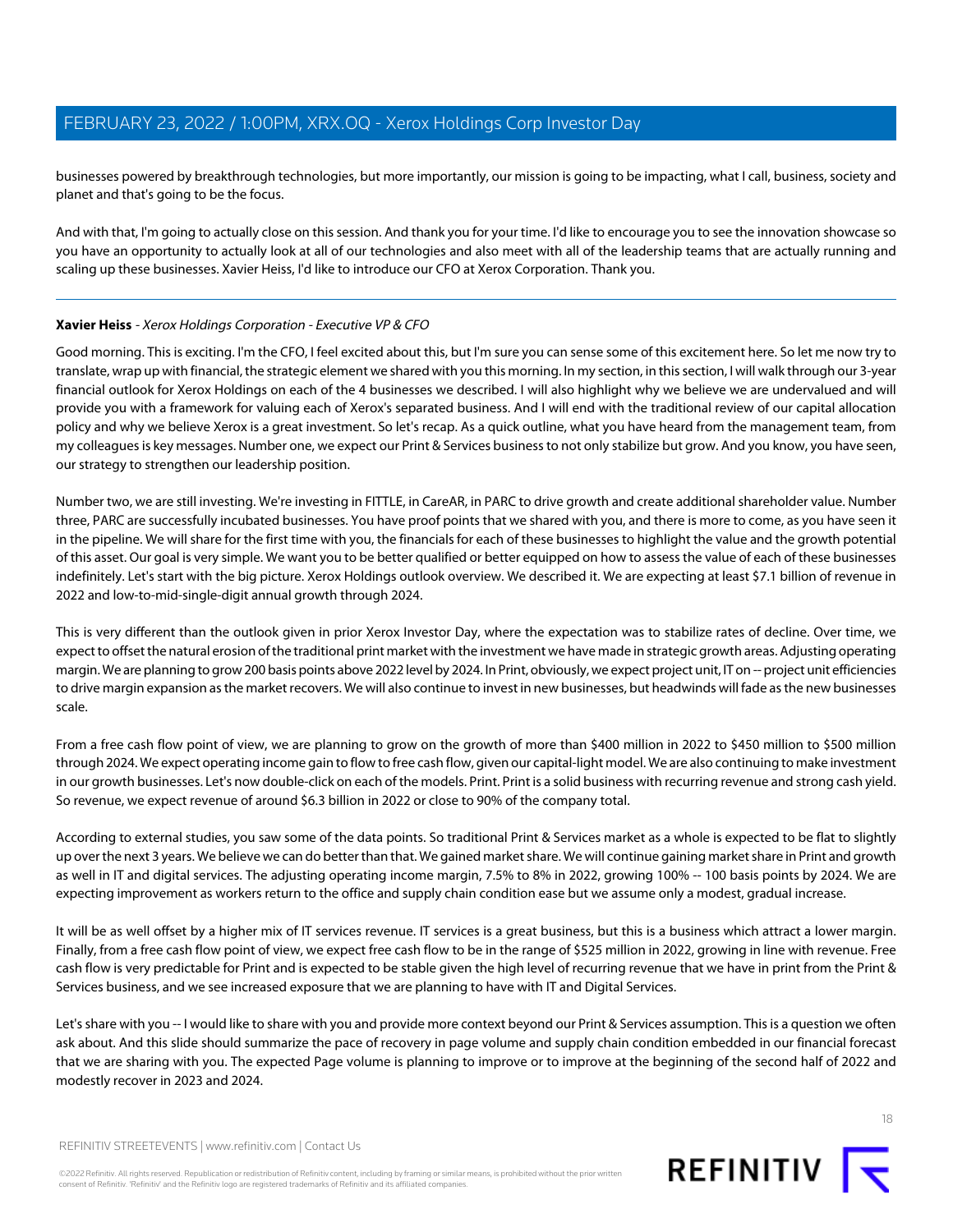businesses powered by breakthrough technologies, but more importantly, our mission is going to be impacting, what I call, business, society and planet and that's going to be the focus.

And with that, I'm going to actually close on this session. And thank you for your time. I'd like to encourage you to see the innovation showcase so you have an opportunity to actually look at all of our technologies and also meet with all of the leadership teams that are actually running and scaling up these businesses. Xavier Heiss, I'd like to introduce our CFO at Xerox Corporation. Thank you.

---

**Xavier Heiss** - *Xerox Holdings Corporation - Executive VP & CFO*

Good morning. This is exciting. I'm the CFO, I feel excited about this, but I'm sure you can sense some of this excitement here. So let me now try to translate, wrap up with financial, the strategic element we shared with you this morning. In my section, in this section, I will walk through our 3-year financial outlook for Xerox Holdings on each of the 4 businesses we described. I will also highlight why we believe we are undervalued and will provide you with a framework for valuing each of Xerox's separated business. And I will end with the traditional review of our capital allocation policy and why we believe Xerox is a great investment. So let's recap. As a quick outline, what you have heard from the management team, from my colleagues is key messages. Number one, we expect our Print & Services business to not only stabilize but grow. And you know, you have seen, our strategy to strengthen our leadership position.

Number two, we are still investing. We're investing in FITTLE, in CareAR, in PARC to drive growth and create additional shareholder value. Number three, PARC are successfully incubated businesses. You have proof points that we shared with you, and there is more to come, as you have seen it in the pipeline. We will share for the first time with you, the financials for each of these businesses to highlight the value and the growth potential of this asset. Our goal is very simple. We want you to be better qualified or better equipped on how to assess the value of each of these businesses indefinitely. Let's start with the big picture. Xerox Holdings outlook overview. We described it. We are expecting at least $7.1 billion of revenue in 2022 and low-to-mid-single-digit annual growth through 2024.

This is very different than the outlook given in prior Xerox Investor Day, where the expectation was to stabilize rates of decline. Over time, we expect to offset the natural erosion of the traditional print market with the investment we have made in strategic growth areas. Adjusting operating margin. We are planning to grow 200 basis points above 2022 level by 2024. In Print, obviously, we expect project unit, IT on -- project unit efficiencies to drive margin expansion as the market recovers. We will also continue to invest in new businesses, but headwinds will fade as the new businesses scale.

From a free cash flow point of view, we are planning to grow on the growth of more than $400 million in 2022 to $450 million to $500 million through 2024. We expect operating income gain to flow to free cash flow, given our capital-light model. We are also continuing to make investment in our growth businesses. Let's now double-click on each of the models. Print. Print is a solid business with recurring revenue and strong cash yield. So revenue, we expect revenue of around $6.3 billion in 2022 or close to 90% of the company total.

According to external studies, you saw some of the data points. So traditional Print & Services market as a whole is expected to be flat to slightly up over the next 3 years. We believe we can do better than that. We gained market share. We will continue gaining market share in Print and growth as well in IT and digital services. The adjusting operating income margin, 7.5% to 8% in 2022, growing 100% -- 100 basis points by 2024. We are expecting improvement as workers return to the office and supply chain condition ease but we assume only a modest, gradual increase.

It will be as well offset by a higher mix of IT services revenue. IT services is a great business, but this is a business which attract a lower margin. Finally, from a free cash flow point of view, we expect free cash flow to be in the range of $525 million in 2022, growing in line with revenue. Free cash flow is very predictable for Print and is expected to be stable given the high level of recurring revenue that we have in print from the Print & Services business, and we see increased exposure that we are planning to have with IT and Digital Services.

Let's share with you -- I would like to share with you and provide more context beyond our Print & Services assumption. This is a question we often ask about. And this slide should summarize the pace of recovery in page volume and supply chain condition embedded in our financial forecast that we are sharing with you. The expected Page volume is planning to improve or to improve at the beginning of the second half of 2022 and modestly recover in 2023 and 2024.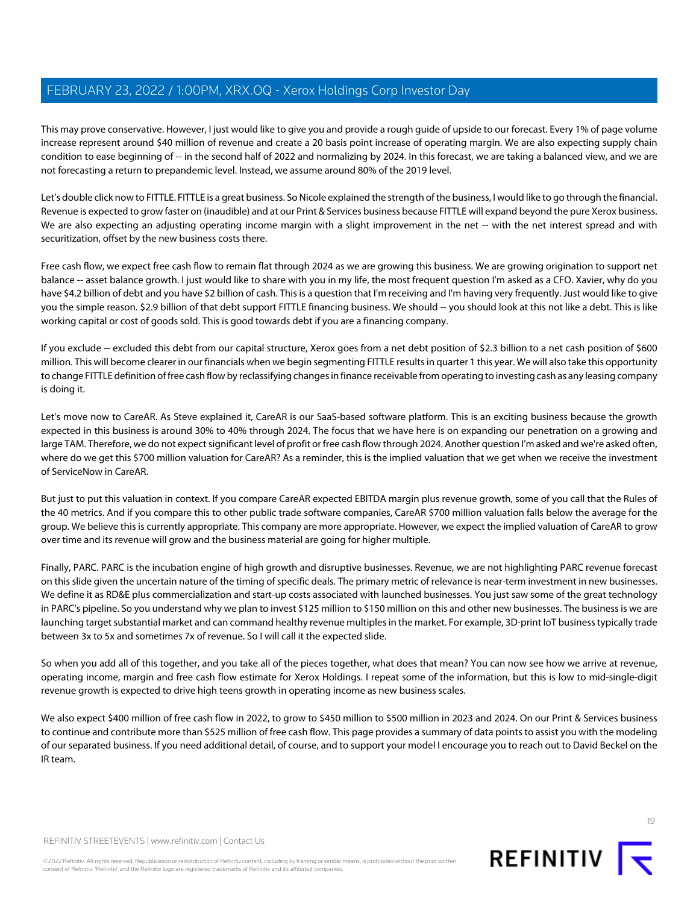This may prove conservative. However, I just would like to give you and provide a rough guide of upside to our forecast. Every 1% of page volume increase represent around $40 million of revenue and create a 20 basis point increase of operating margin. We are also expecting supply chain condition to ease beginning of -- in the second half of 2022 and normalizing by 2024. In this forecast, we are taking a balanced view, and we are not forecasting a return to prepandemic level. Instead, we assume around 80% of the 2019 level.

Let's double click now to FITTLE. FITTLE is a great business. So Nicole explained the strength of the business, I would like to go through the financial. Revenue is expected to grow faster on (inaudible) and at our Print & Services business because FITTLE will expand beyond the pure Xerox business. We are also expecting an adjusting operating income margin with a slight improvement in the net -- with the net interest spread and with securitization, offset by the new business costs there.

Free cash flow, we expect free cash flow to remain flat through 2024 as we are growing this business. We are growing origination to support net balance -- asset balance growth. I just would like to share with you in my life, the most frequent question I'm asked as a CFO. Xavier, why do you have $4.2 billion of debt and you have $2 billion of cash. This is a question that I'm receiving and I'm having very frequently. Just would like to give you the simple reason. $2.9 billion of that debt support FITTLE financing business. We should -- you should look at this not like a debt. This is like working capital or cost of goods sold. This is good towards debt if you are a financing company.

If you exclude -- excluded this debt from our capital structure, Xerox goes from a net debt position of $2.3 billion to a net cash position of $600 million. This will become clearer in our financials when we begin segmenting FITTLE results in quarter 1 this year. We will also take this opportunity to change FITTLE definition of free cash flow by reclassifying changes in finance receivable from operating to investing cash as any leasing company is doing it.

Let's move now to CareAR. As Steve explained it, CareAR is our SaaS-based software platform. This is an exciting business because the growth expected in this business is around 30% to 40% through 2024. The focus that we have here is on expanding our penetration on a growing and large TAM. Therefore, we do not expect significant level of profit or free cash flow through 2024. Another question I'm asked and we're asked often, where do we get this $700 million valuation for CareAR? As a reminder, this is the implied valuation that we get when we receive the investment of ServiceNow in CareAR.

But just to put this valuation in context. If you compare CareAR expected EBITDA margin plus revenue growth, some of you call that the Rules of the 40 metrics. And if you compare this to other public trade software companies, CareAR $700 million valuation falls below the average for the group. We believe this is currently appropriate. This company are more appropriate. However, we expect the implied valuation of CareAR to grow over time and its revenue will grow and the business material are going for higher multiple.

Finally, PARC. PARC is the incubation engine of high growth and disruptive businesses. Revenue, we are not highlighting PARC revenue forecast on this slide given the uncertain nature of the timing of specific deals. The primary metric of relevance is near-term investment in new businesses. We define it as RD&E plus commercialization and start-up costs associated with launched businesses. You just saw some of the great technology in PARC's pipeline. So you understand why we plan to invest $125 million to $150 million on this and other new businesses. The business is we are launching target substantial market and can command healthy revenue multiples in the market. For example, 3D-print IoT business typically trade between 3x to 5x and sometimes 7x of revenue. So I will call it the expected slide.

So when you add all of this together, and you take all of the pieces together, what does that mean? You can now see how we arrive at revenue, operating income, margin and free cash flow estimate for Xerox Holdings. I repeat some of the information, but this is low to mid-single-digit revenue growth is expected to drive high teens growth in operating income as new business scales.

We also expect $400 million of free cash flow in 2022, to grow to $450 million to $500 million in 2023 and 2024. On our Print & Services business to continue and contribute more than $525 million of free cash flow. This page provides a summary of data points to assist you with the modeling of our separated business. If you need additional detail, of course, and to support your model I encourage you to reach out to David Beckel on the IR team.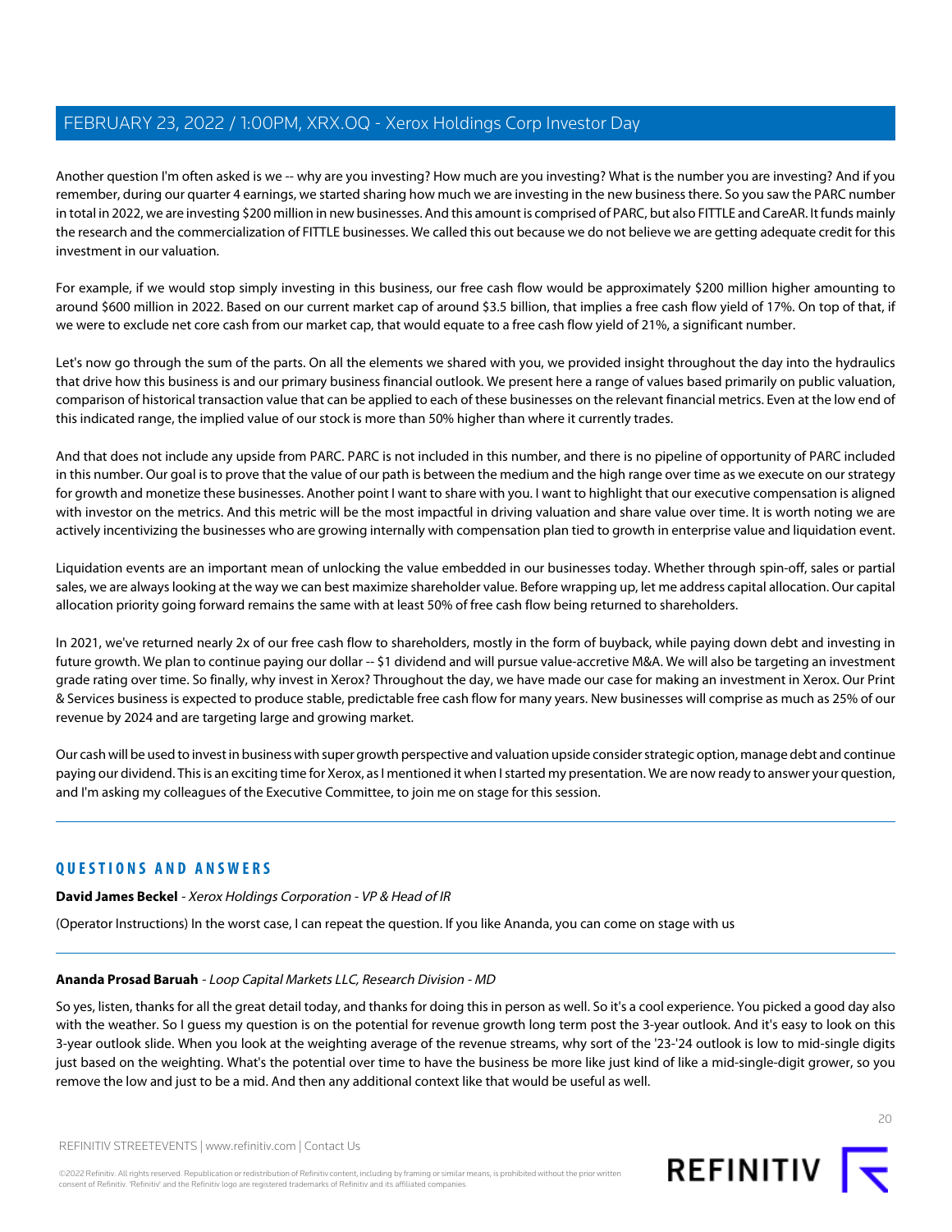Another question I'm often asked is we -- why are you investing? How much are you investing? What is the number you are investing? And if you remember, during our quarter 4 earnings, we started sharing how much we are investing in the new business there. So you saw the PARC number in total in 2022, we are investing $200 million in new businesses. And this amount is comprised of PARC, but also FITTLE and CareAR. It funds mainly the research and the commercialization of FITTLE businesses. We called this out because we do not believe we are getting adequate credit for this investment in our valuation.

For example, if we would stop simply investing in this business, our free cash flow would be approximately $200 million higher amounting to around $600 million in 2022. Based on our current market cap of around $3.5 billion, that implies a free cash flow yield of 17%. On top of that, if we were to exclude net core cash from our market cap, that would equate to a free cash flow yield of 21%, a significant number.

Let's now go through the sum of the parts. On all the elements we shared with you, we provided insight throughout the day into the hydraulics that drive how this business is and our primary business financial outlook. We present here a range of values based primarily on public valuation, comparison of historical transaction value that can be applied to each of these businesses on the relevant financial metrics. Even at the low end of this indicated range, the implied value of our stock is more than 50% higher than where it currently trades.

And that does not include any upside from PARC. PARC is not included in this number, and there is no pipeline of opportunity of PARC included in this number. Our goal is to prove that the value of our path is between the medium and the high range over time as we execute on our strategy for growth and monetize these businesses. Another point I want to share with you. I want to highlight that our executive compensation is aligned with investor on the metrics. And this metric will be the most impactful in driving valuation and share value over time. It is worth noting we are actively incentivizing the businesses who are growing internally with compensation plan tied to growth in enterprise value and liquidation event.

Liquidation events are an important mean of unlocking the value embedded in our businesses today. Whether through spin-off, sales or partial sales, we are always looking at the way we can best maximize shareholder value. Before wrapping up, let me address capital allocation. Our capital allocation priority going forward remains the same with at least 50% of free cash flow being returned to shareholders.

In 2021, we've returned nearly 2x of our free cash flow to shareholders, mostly in the form of buyback, while paying down debt and investing in future growth. We plan to continue paying our dollar -- $1 dividend and will pursue value-accretive M&A. We will also be targeting an investment grade rating over time. So finally, why invest in Xerox? Throughout the day, we have made our case for making an investment in Xerox. Our Print & Services business is expected to produce stable, predictable free cash flow for many years. New businesses will comprise as much as 25% of our revenue by 2024 and are targeting large and growing market.

Our cash will be used to invest in business with super growth perspective and valuation upside consider strategic option, manage debt and continue paying our dividend. This is an exciting time for Xerox, as I mentioned it when I started my presentation. We are now ready to answer your question, and I'm asking my colleagues of the Executive Committee, to join me on stage for this session.

## QUESTIONS AND ANSWERS

**David James Beckel** - *Xerox Holdings Corporation - VP & Head of IR*

(Operator Instructions) In the worst case, I can repeat the question. If you like Ananda, you can come on stage with us

**Ananda Prosad Baruah** - *Loop Capital Markets LLC, Research Division - MD*

So yes, listen, thanks for all the great detail today, and thanks for doing this in person as well. So it's a cool experience. You picked a good day also with the weather. So I guess my question is on the potential for revenue growth long term post the 3-year outlook. And it's easy to look on this 3-year outlook slide. When you look at the weighting average of the revenue streams, why sort of the '23-'24 outlook is low to mid-single digits just based on the weighting. What's the potential over time to have the business be more like just kind of like a mid-single-digit grower, so you remove the low and just to be a mid. And then any additional context like that would be useful as well.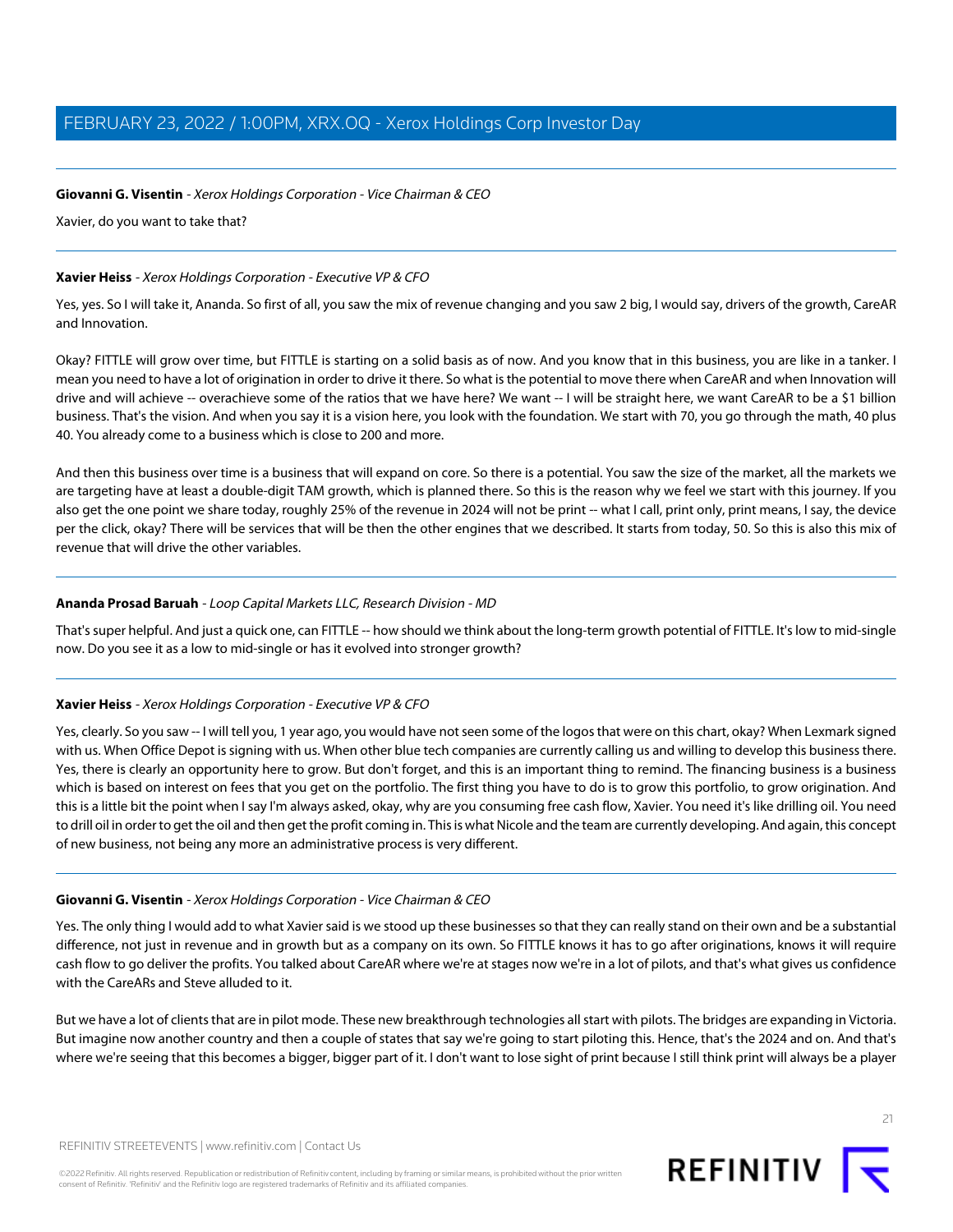**Giovanni G. Visentin** - *Xerox Holdings Corporation - Vice Chairman & CEO*

Xavier, do you want to take that?

---

**Xavier Heiss** - *Xerox Holdings Corporation - Executive VP & CFO*

Yes, yes. So I will take it, Ananda. So first of all, you saw the mix of revenue changing and you saw 2 big, I would say, drivers of the growth, CareAR and Innovation.

Okay? FITTLE will grow over time, but FITTLE is starting on a solid basis as of now. And you know that in this business, you are like in a tanker. I mean you need to have a lot of origination in order to drive it there. So what is the potential to move there when CareAR and when Innovation will drive and will achieve -- overachieve some of the ratios that we have here? We want -- I will be straight here, we want CareAR to be a $1 billion business. That's the vision. And when you say it is a vision here, you look with the foundation. We start with 70, you go through the math, 40 plus 40. You already come to a business which is close to 200 and more.

And then this business over time is a business that will expand on core. So there is a potential. You saw the size of the market, all the markets we are targeting have at least a double-digit TAM growth, which is planned there. So this is the reason why we feel we start with this journey. If you also get the one point we share today, roughly 25% of the revenue in 2024 will not be print -- what I call, print only, print means, I say, the device per the click, okay? There will be services that will be then the other engines that we described. It starts from today, 50. So this is also this mix of revenue that will drive the other variables.

---

**Ananda Prosad Baruah** - *Loop Capital Markets LLC, Research Division - MD*

That's super helpful. And just a quick one, can FITTLE -- how should we think about the long-term growth potential of FITTLE. It's low to mid-single now. Do you see it as a low to mid-single or has it evolved into stronger growth?

---

**Xavier Heiss** - *Xerox Holdings Corporation - Executive VP & CFO*

Yes, clearly. So you saw -- I will tell you, 1 year ago, you would have not seen some of the logos that were on this chart, okay? When Lexmark signed with us. When Office Depot is signing with us. When other blue tech companies are currently calling us and willing to develop this business there. Yes, there is clearly an opportunity here to grow. But don't forget, and this is an important thing to remind. The financing business is a business which is based on interest on fees that you get on the portfolio. The first thing you have to do is to grow this portfolio, to grow origination. And this is a little bit the point when I say I'm always asked, okay, why are you consuming free cash flow, Xavier. You need it's like drilling oil. You need to drill oil in order to get the oil and then get the profit coming in. This is what Nicole and the team are currently developing. And again, this concept of new business, not being any more an administrative process is very different.

---

**Giovanni G. Visentin** - *Xerox Holdings Corporation - Vice Chairman & CEO*

Yes. The only thing I would add to what Xavier said is we stood up these businesses so that they can really stand on their own and be a substantial difference, not just in revenue and in growth but as a company on its own. So FITTLE knows it has to go after originations, knows it will require cash flow to go deliver the profits. You talked about CareAR where we're at stages now we're in a lot of pilots, and that's what gives us confidence with the CareARs and Steve alluded to it.

But we have a lot of clients that are in pilot mode. These new breakthrough technologies all start with pilots. The bridges are expanding in Victoria. But imagine now another country and then a couple of states that say we're going to start piloting this. Hence, that's the 2024 and on. And that's where we're seeing that this becomes a bigger, bigger part of it. I don't want to lose sight of print because I still think print will always be a player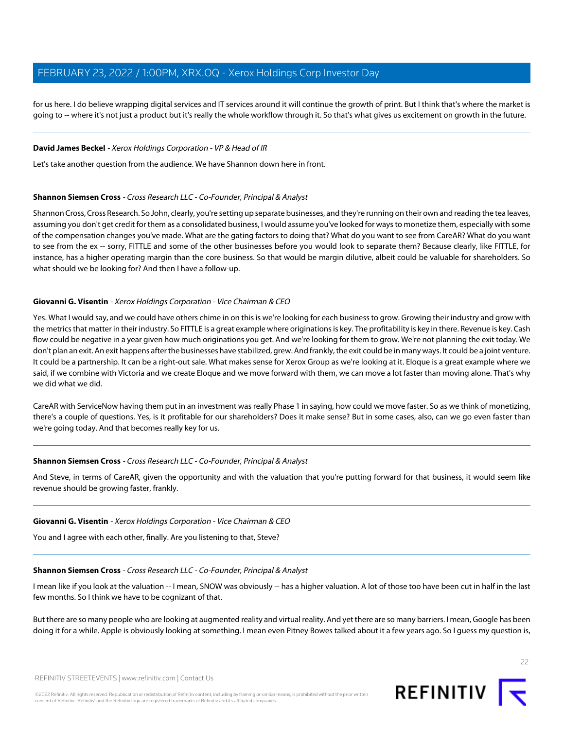for us here. I do believe wrapping digital services and IT services around it will continue the growth of print. But I think that's where the market is going to -- where it's not just a product but it's really the whole workflow through it. So that's what gives us excitement on growth in the future.

---

**David James Beckel** - *Xerox Holdings Corporation - VP & Head of IR*

Let's take another question from the audience. We have Shannon down here in front.

---

**Shannon Siemsen Cross** - *Cross Research LLC - Co-Founder, Principal & Analyst*

Shannon Cross, Cross Research. So John, clearly, you're setting up separate businesses, and they're running on their own and reading the tea leaves, assuming you don't get credit for them as a consolidated business, I would assume you've looked for ways to monetize them, especially with some of the compensation changes you've made. What are the gating factors to doing that? What do you want to see from CareAR? What do you want to see from the ex -- sorry, FITTLE and some of the other businesses before you would look to separate them? Because clearly, like FITTLE, for instance, has a higher operating margin than the core business. So that would be margin dilutive, albeit could be valuable for shareholders. So what should we be looking for? And then I have a follow-up.

---

**Giovanni G. Visentin** - *Xerox Holdings Corporation - Vice Chairman & CEO*

Yes. What I would say, and we could have others chime in on this is we're looking for each business to grow. Growing their industry and grow with the metrics that matter in their industry. So FITTLE is a great example where originations is key. The profitability is key in there. Revenue is key. Cash flow could be negative in a year given how much originations you get. And we're looking for them to grow. We're not planning the exit today. We don't plan an exit. An exit happens after the businesses have stabilized, grew. And frankly, the exit could be in many ways. It could be a joint venture. It could be a partnership. It can be a right-out sale. What makes sense for Xerox Group as we're looking at it. Eloque is a great example where we said, if we combine with Victoria and we create Eloque and we move forward with them, we can move a lot faster than moving alone. That's why we did what we did.

CareAR with ServiceNow having them put in an investment was really Phase 1 in saying, how could we move faster. So as we think of monetizing, there's a couple of questions. Yes, is it profitable for our shareholders? Does it make sense? But in some cases, also, can we go even faster than we're going today. And that becomes really key for us.

---

**Shannon Siemsen Cross** - *Cross Research LLC - Co-Founder, Principal & Analyst*

And Steve, in terms of CareAR, given the opportunity and with the valuation that you're putting forward for that business, it would seem like revenue should be growing faster, frankly.

---

**Giovanni G. Visentin** - *Xerox Holdings Corporation - Vice Chairman & CEO*

You and I agree with each other, finally. Are you listening to that, Steve?

---

**Shannon Siemsen Cross** - *Cross Research LLC - Co-Founder, Principal & Analyst*

I mean like if you look at the valuation -- I mean, SNOW was obviously -- has a higher valuation. A lot of those too have been cut in half in the last few months. So I think we have to be cognizant of that.

But there are so many people who are looking at augmented reality and virtual reality. And yet there are so many barriers. I mean, Google has been doing it for a while. Apple is obviously looking at something. I mean even Pitney Bowes talked about it a few years ago. So I guess my question is,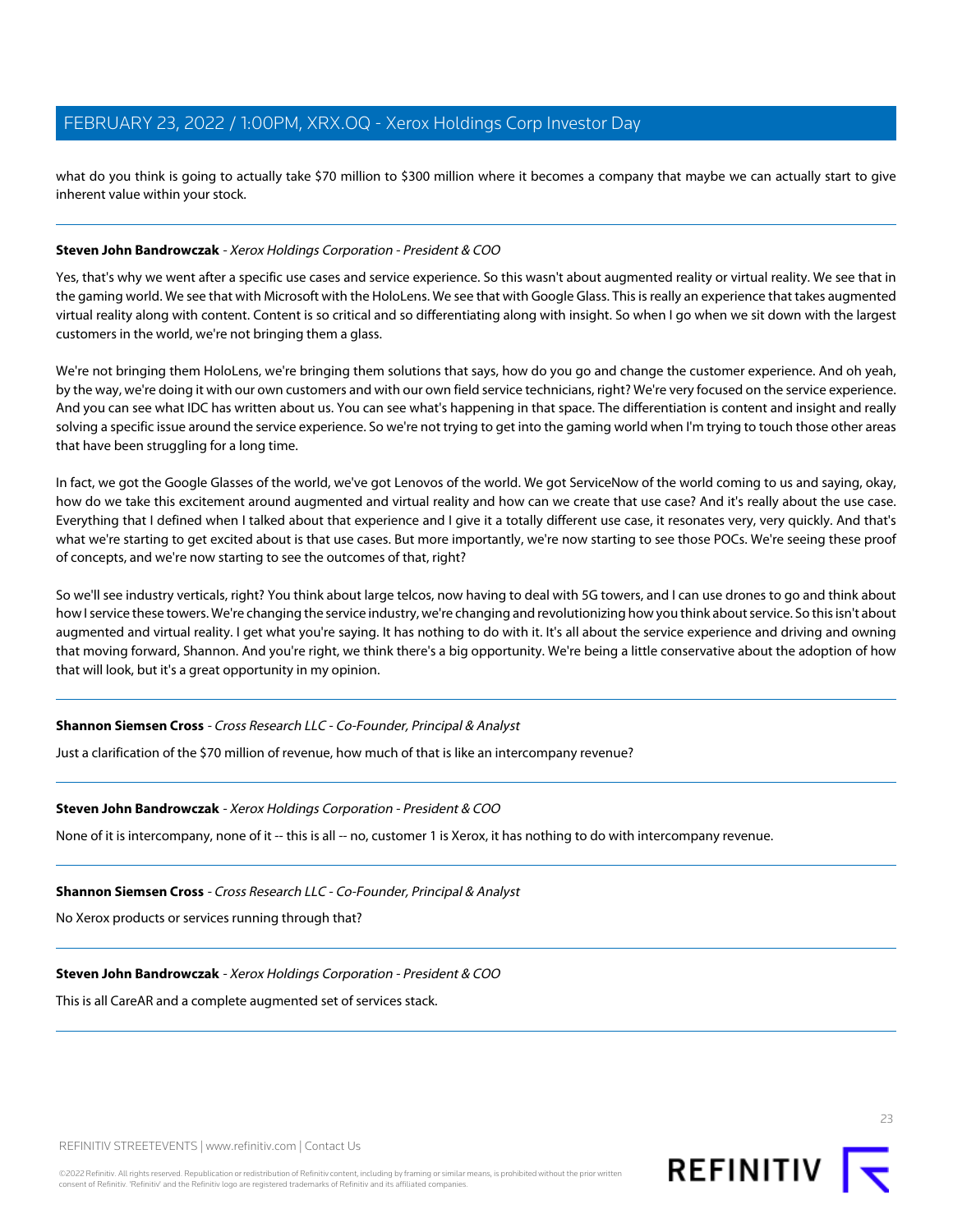what do you think is going to actually take $70 million to $300 million where it becomes a company that maybe we can actually start to give inherent value within your stock.

---

**Steven John Bandrowczak** - *Xerox Holdings Corporation - President & COO*

Yes, that's why we went after a specific use cases and service experience. So this wasn't about augmented reality or virtual reality. We see that in the gaming world. We see that with Microsoft with the HoloLens. We see that with Google Glass. This is really an experience that takes augmented virtual reality along with content. Content is so critical and so differentiating along with insight. So when I go when we sit down with the largest customers in the world, we're not bringing them a glass.

We're not bringing them HoloLens, we're bringing them solutions that says, how do you go and change the customer experience. And oh yeah, by the way, we're doing it with our own customers and with our own field service technicians, right? We're very focused on the service experience. And you can see what IDC has written about us. You can see what's happening in that space. The differentiation is content and insight and really solving a specific issue around the service experience. So we're not trying to get into the gaming world when I'm trying to touch those other areas that have been struggling for a long time.

In fact, we got the Google Glasses of the world, we've got Lenovos of the world. We got ServiceNow of the world coming to us and saying, okay, how do we take this excitement around augmented and virtual reality and how can we create that use case? And it's really about the use case. Everything that I defined when I talked about that experience and I give it a totally different use case, it resonates very, very quickly. And that's what we're starting to get excited about is that use cases. But more importantly, we're now starting to see those POCs. We're seeing these proof of concepts, and we're now starting to see the outcomes of that, right?

So we'll see industry verticals, right? You think about large telcos, now having to deal with 5G towers, and I can use drones to go and think about how I service these towers. We're changing the service industry, we're changing and revolutionizing how you think about service. So this isn't about augmented and virtual reality. I get what you're saying. It has nothing to do with it. It's all about the service experience and driving and owning that moving forward, Shannon. And you're right, we think there's a big opportunity. We're being a little conservative about the adoption of how that will look, but it's a great opportunity in my opinion.

---

**Shannon Siemsen Cross** - *Cross Research LLC - Co-Founder, Principal & Analyst*

Just a clarification of the $70 million of revenue, how much of that is like an intercompany revenue?

---

**Steven John Bandrowczak** - *Xerox Holdings Corporation - President & COO*

None of it is intercompany, none of it -- this is all -- no, customer 1 is Xerox, it has nothing to do with intercompany revenue.

---

**Shannon Siemsen Cross** - *Cross Research LLC - Co-Founder, Principal & Analyst*

No Xerox products or services running through that?

---

**Steven John Bandrowczak** - *Xerox Holdings Corporation - President & COO*

This is all CareAR and a complete augmented set of services stack.

---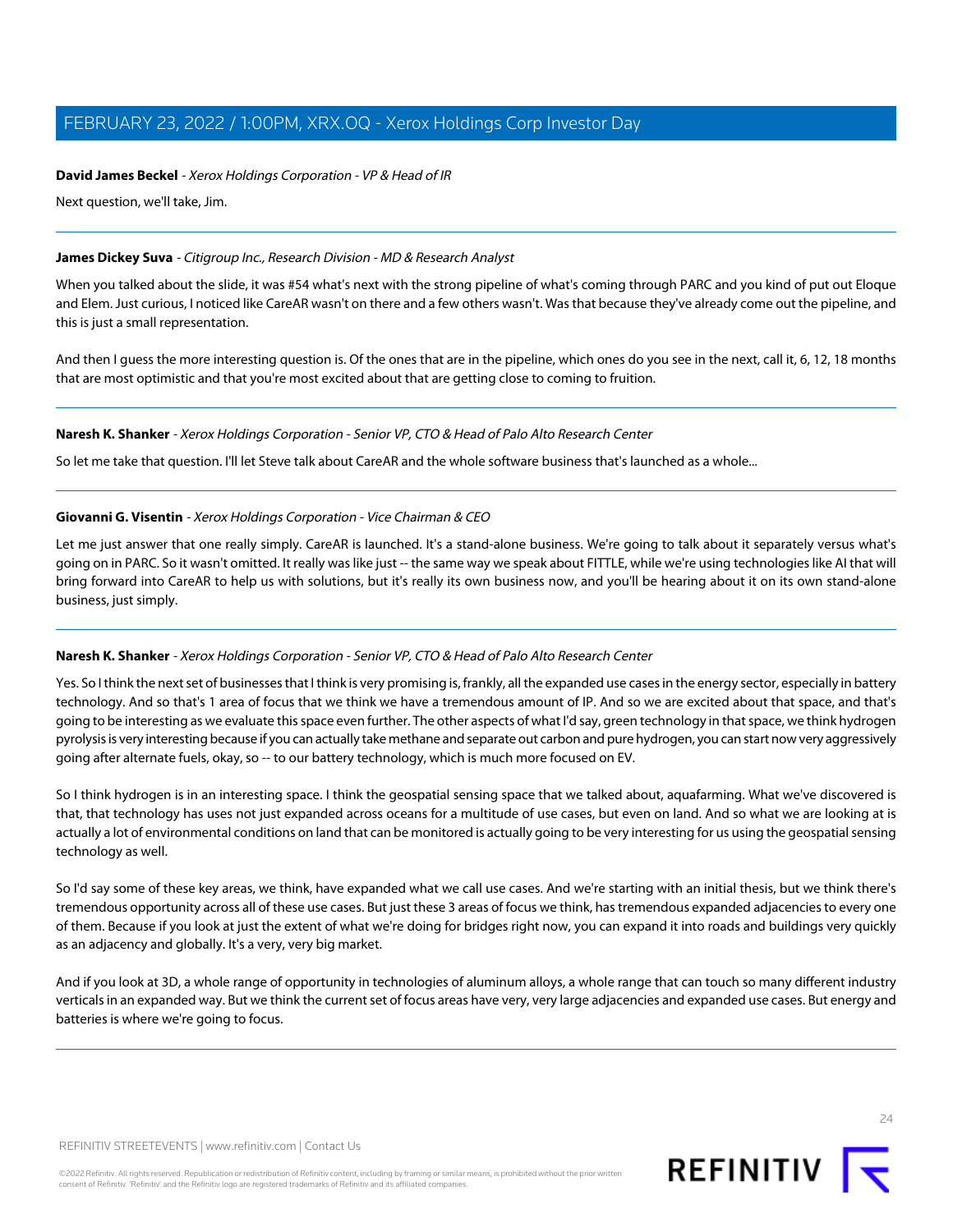**David James Beckel** - *Xerox Holdings Corporation - VP & Head of IR*

Next question, we'll take, Jim.

---

**James Dickey Suva** - *Citigroup Inc., Research Division - MD & Research Analyst*

When you talked about the slide, it was #54 what's next with the strong pipeline of what's coming through PARC and you kind of put out Eloque and Elem. Just curious, I noticed like CareAR wasn't on there and a few others wasn't. Was that because they've already come out the pipeline, and this is just a small representation.

And then I guess the more interesting question is. Of the ones that are in the pipeline, which ones do you see in the next, call it, 6, 12, 18 months that are most optimistic and that you're most excited about that are getting close to coming to fruition.

---

**Naresh K. Shanker** - *Xerox Holdings Corporation - Senior VP, CTO & Head of Palo Alto Research Center*

So let me take that question. I'll let Steve talk about CareAR and the whole software business that's launched as a whole...

---

**Giovanni G. Visentin** - *Xerox Holdings Corporation - Vice Chairman & CEO*

Let me just answer that one really simply. CareAR is launched. It's a stand-alone business. We're going to talk about it separately versus what's going on in PARC. So it wasn't omitted. It really was like just -- the same way we speak about FITTLE, while we're using technologies like AI that will bring forward into CareAR to help us with solutions, but it's really its own business now, and you'll be hearing about it on its own stand-alone business, just simply.

---

**Naresh K. Shanker** - *Xerox Holdings Corporation - Senior VP, CTO & Head of Palo Alto Research Center*

Yes. So I think the next set of businesses that I think is very promising is, frankly, all the expanded use cases in the energy sector, especially in battery technology. And so that's 1 area of focus that we think we have a tremendous amount of IP. And so we are excited about that space, and that's going to be interesting as we evaluate this space even further. The other aspects of what I'd say, green technology in that space, we think hydrogen pyrolysis is very interesting because if you can actually take methane and separate out carbon and pure hydrogen, you can start now very aggressively going after alternate fuels, okay, so -- to our battery technology, which is much more focused on EV.

So I think hydrogen is in an interesting space. I think the geospatial sensing space that we talked about, aquafarming. What we've discovered is that, that technology has uses not just expanded across oceans for a multitude of use cases, but even on land. And so what we are looking at is actually a lot of environmental conditions on land that can be monitored is actually going to be very interesting for us using the geospatial sensing technology as well.

So I'd say some of these key areas, we think, have expanded what we call use cases. And we're starting with an initial thesis, but we think there's tremendous opportunity across all of these use cases. But just these 3 areas of focus we think, has tremendous expanded adjacencies to every one of them. Because if you look at just the extent of what we're doing for bridges right now, you can expand it into roads and buildings very quickly as an adjacency and globally. It's a very, very big market.

And if you look at 3D, a whole range of opportunity in technologies of aluminum alloys, a whole range that can touch so many different industry verticals in an expanded way. But we think the current set of focus areas have very, very large adjacencies and expanded use cases. But energy and batteries is where we're going to focus.

---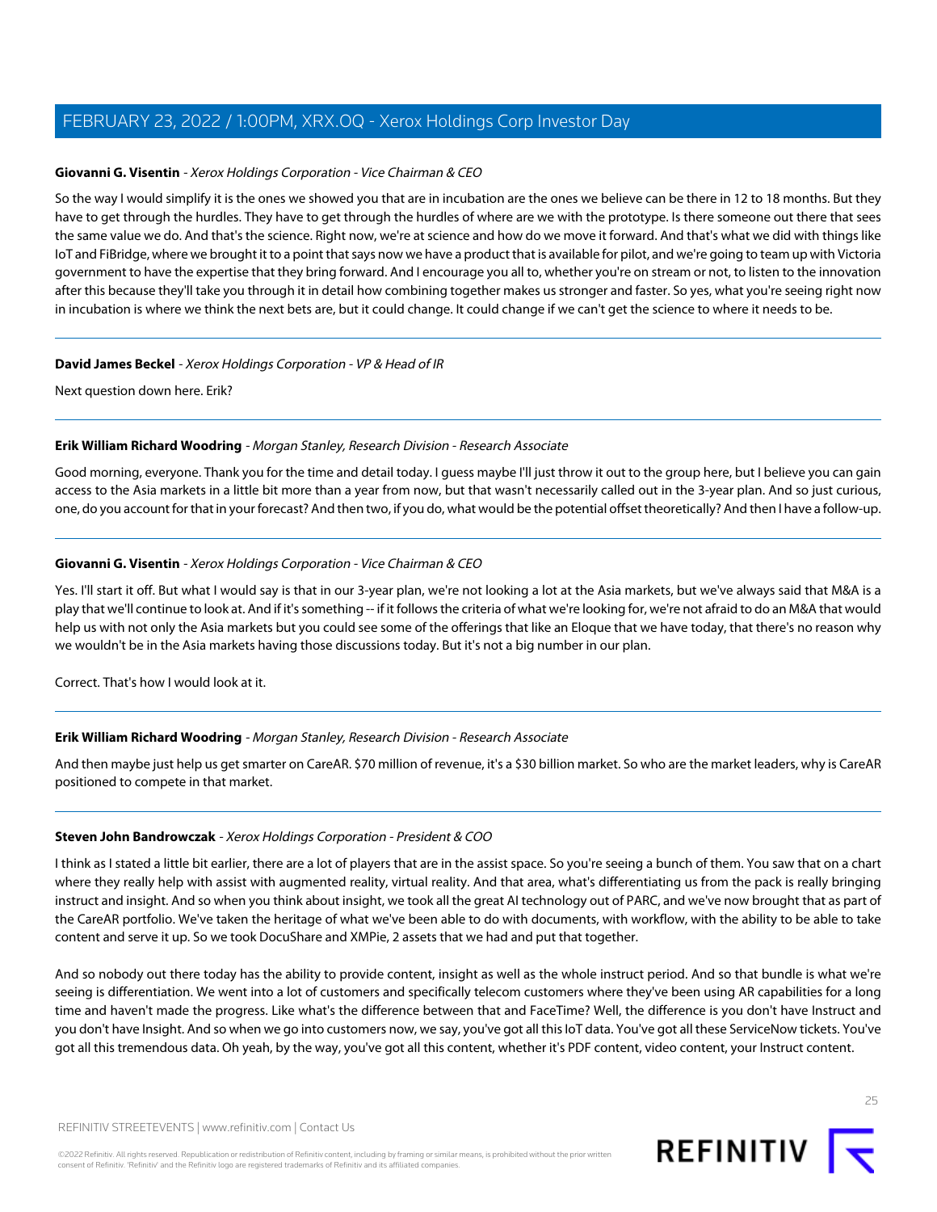**Giovanni G. Visentin** - *Xerox Holdings Corporation - Vice Chairman & CEO*

So the way I would simplify it is the ones we showed you that are in incubation are the ones we believe can be there in 12 to 18 months. But they have to get through the hurdles. They have to get through the hurdles of where are we with the prototype. Is there someone out there that sees the same value we do. And that's the science. Right now, we're at science and how do we move it forward. And that's what we did with things like IoT and FiBridge, where we brought it to a point that says now we have a product that is available for pilot, and we're going to team up with Victoria government to have the expertise that they bring forward. And I encourage you all to, whether you're on stream or not, to listen to the innovation after this because they'll take you through it in detail how combining together makes us stronger and faster. So yes, what you're seeing right now in incubation is where we think the next bets are, but it could change. It could change if we can't get the science to where it needs to be.

---

**David James Beckel** - *Xerox Holdings Corporation - VP & Head of IR*

Next question down here. Erik?

---

**Erik William Richard Woodring** - *Morgan Stanley, Research Division - Research Associate*

Good morning, everyone. Thank you for the time and detail today. I guess maybe I'll just throw it out to the group here, but I believe you can gain access to the Asia markets in a little bit more than a year from now, but that wasn't necessarily called out in the 3-year plan. And so just curious, one, do you account for that in your forecast? And then two, if you do, what would be the potential offset theoretically? And then I have a follow-up.

---

**Giovanni G. Visentin** - *Xerox Holdings Corporation - Vice Chairman & CEO*

Yes. I'll start it off. But what I would say is that in our 3-year plan, we're not looking a lot at the Asia markets, but we've always said that M&A is a play that we'll continue to look at. And if it's something -- if it follows the criteria of what we're looking for, we're not afraid to do an M&A that would help us with not only the Asia markets but you could see some of the offerings that like an Eloque that we have today, that there's no reason why we wouldn't be in the Asia markets having those discussions today. But it's not a big number in our plan.

Correct. That's how I would look at it.

---

**Erik William Richard Woodring** - *Morgan Stanley, Research Division - Research Associate*

And then maybe just help us get smarter on CareAR. $70 million of revenue, it's a $30 billion market. So who are the market leaders, why is CareAR positioned to compete in that market.

---

**Steven John Bandrowczak** - *Xerox Holdings Corporation - President & COO*

I think as I stated a little bit earlier, there are a lot of players that are in the assist space. So you're seeing a bunch of them. You saw that on a chart where they really help with assist with augmented reality, virtual reality. And that area, what's differentiating us from the pack is really bringing instruct and insight. And so when you think about insight, we took all the great AI technology out of PARC, and we've now brought that as part of the CareAR portfolio. We've taken the heritage of what we've been able to do with documents, with workflow, with the ability to be able to take content and serve it up. So we took DocuShare and XMPie, 2 assets that we had and put that together.

And so nobody out there today has the ability to provide content, insight as well as the whole instruct period. And so that bundle is what we're seeing is differentiation. We went into a lot of customers and specifically telecom customers where they've been using AR capabilities for a long time and haven't made the progress. Like what's the difference between that and FaceTime? Well, the difference is you don't have Instruct and you don't have Insight. And so when we go into customers now, we say, you've got all this IoT data. You've got all these ServiceNow tickets. You've got all this tremendous data. Oh yeah, by the way, you've got all this content, whether it's PDF content, video content, your Instruct content.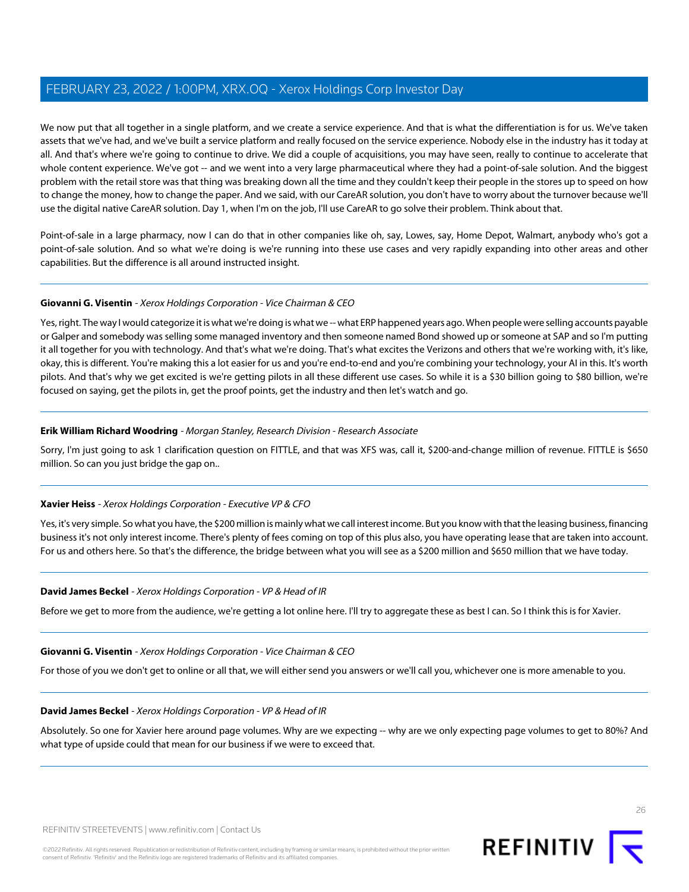We now put that all together in a single platform, and we create a service experience. And that is what the differentiation is for us. We've taken assets that we've had, and we've built a service platform and really focused on the service experience. Nobody else in the industry has it today at all. And that's where we're going to continue to drive. We did a couple of acquisitions, you may have seen, really to continue to accelerate that whole content experience. We've got -- and we went into a very large pharmaceutical where they had a point-of-sale solution. And the biggest problem with the retail store was that thing was breaking down all the time and they couldn't keep their people in the stores up to speed on how to change the money, how to change the paper. And we said, with our CareAR solution, you don't have to worry about the turnover because we'll use the digital native CareAR solution. Day 1, when I'm on the job, I'll use CareAR to go solve their problem. Think about that.

Point-of-sale in a large pharmacy, now I can do that in other companies like oh, say, Lowes, say, Home Depot, Walmart, anybody who's got a point-of-sale solution. And so what we're doing is we're running into these use cases and very rapidly expanding into other areas and other capabilities. But the difference is all around instructed insight.

---

**Giovanni G. Visentin** - *Xerox Holdings Corporation - Vice Chairman & CEO*

Yes, right. The way I would categorize it is what we're doing is what we -- what ERP happened years ago. When people were selling accounts payable or Galper and somebody was selling some managed inventory and then someone named Bond showed up or someone at SAP and so I'm putting it all together for you with technology. And that's what we're doing. That's what excites the Verizons and others that we're working with, it's like, okay, this is different. You're making this a lot easier for us and you're end-to-end and you're combining your technology, your AI in this. It's worth pilots. And that's why we get excited is we're getting pilots in all these different use cases. So while it is a $30 billion going to $80 billion, we're focused on saying, get the pilots in, get the proof points, get the industry and then let's watch and go.

---

**Erik William Richard Woodring** - *Morgan Stanley, Research Division - Research Associate*

Sorry, I'm just going to ask 1 clarification question on FITTLE, and that was XFS was, call it, $200-and-change million of revenue. FITTLE is $650 million. So can you just bridge the gap on..

---

**Xavier Heiss** - *Xerox Holdings Corporation - Executive VP & CFO*

Yes, it's very simple. So what you have, the $200 million is mainly what we call interest income. But you know with that the leasing business, financing business it's not only interest income. There's plenty of fees coming on top of this plus also, you have operating lease that are taken into account. For us and others here. So that's the difference, the bridge between what you will see as a $200 million and $650 million that we have today.

---

**David James Beckel** - *Xerox Holdings Corporation - VP & Head of IR*

Before we get to more from the audience, we're getting a lot online here. I'll try to aggregate these as best I can. So I think this is for Xavier.

---

**Giovanni G. Visentin** - *Xerox Holdings Corporation - Vice Chairman & CEO*

For those of you we don't get to online or all that, we will either send you answers or we'll call you, whichever one is more amenable to you.

---

**David James Beckel** - *Xerox Holdings Corporation - VP & Head of IR*

Absolutely. So one for Xavier here around page volumes. Why are we expecting -- why are we only expecting page volumes to get to 80%? And what type of upside could that mean for our business if we were to exceed that.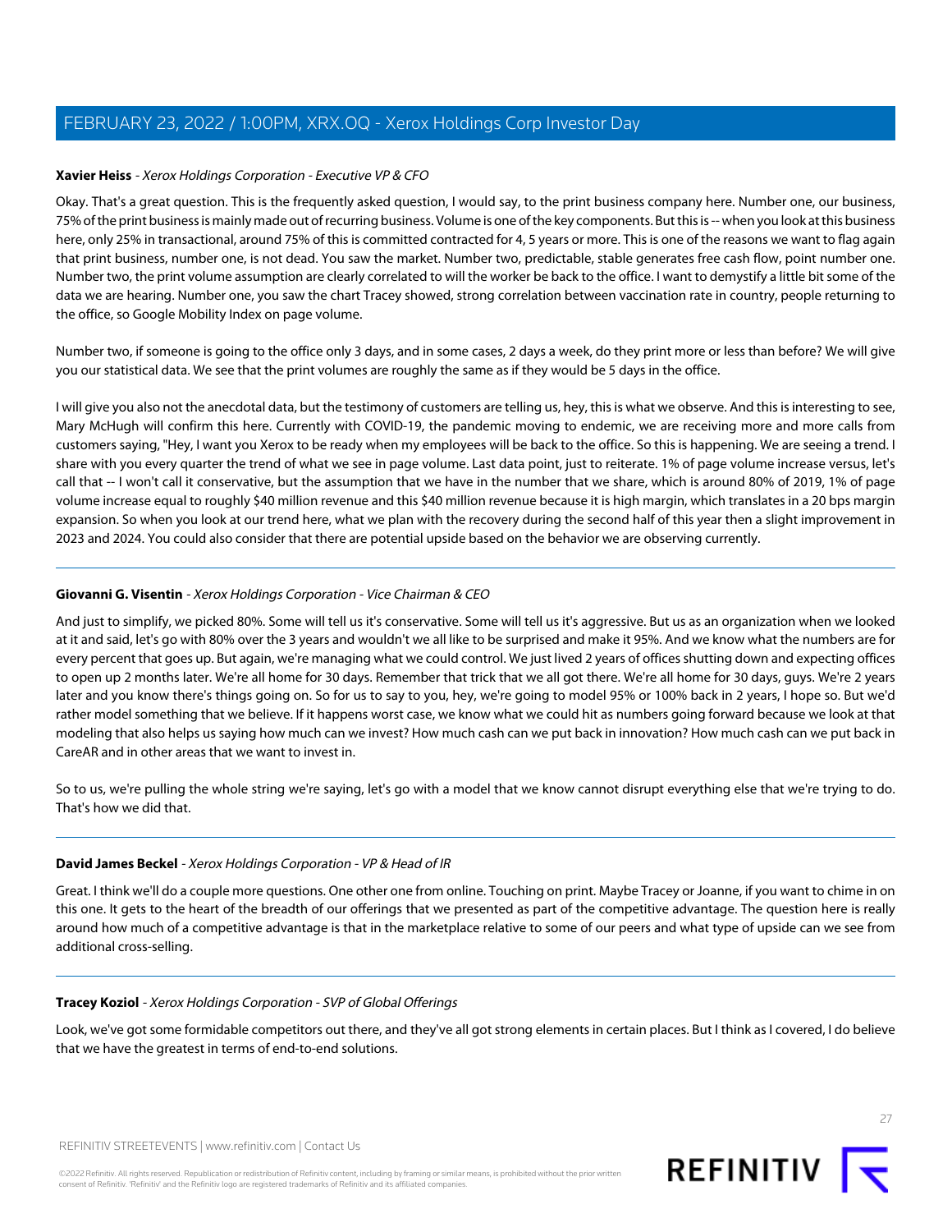**Xavier Heiss** - *Xerox Holdings Corporation - Executive VP & CFO*

Okay. That's a great question. This is the frequently asked question, I would say, to the print business company here. Number one, our business, 75% of the print business is mainly made out of recurring business. Volume is one of the key components. But this is -- when you look at this business here, only 25% in transactional, around 75% of this is committed contracted for 4, 5 years or more. This is one of the reasons we want to flag again that print business, number one, is not dead. You saw the market. Number two, predictable, stable generates free cash flow, point number one. Number two, the print volume assumption are clearly correlated to will the worker be back to the office. I want to demystify a little bit some of the data we are hearing. Number one, you saw the chart Tracey showed, strong correlation between vaccination rate in country, people returning to the office, so Google Mobility Index on page volume.

Number two, if someone is going to the office only 3 days, and in some cases, 2 days a week, do they print more or less than before? We will give you our statistical data. We see that the print volumes are roughly the same as if they would be 5 days in the office.

I will give you also not the anecdotal data, but the testimony of customers are telling us, hey, this is what we observe. And this is interesting to see, Mary McHugh will confirm this here. Currently with COVID-19, the pandemic moving to endemic, we are receiving more and more calls from customers saying, "Hey, I want you Xerox to be ready when my employees will be back to the office. So this is happening. We are seeing a trend. I share with you every quarter the trend of what we see in page volume. Last data point, just to reiterate. 1% of page volume increase versus, let's call that -- I won't call it conservative, but the assumption that we have in the number that we share, which is around 80% of 2019, 1% of page volume increase equal to roughly $40 million revenue and this $40 million revenue because it is high margin, which translates in a 20 bps margin expansion. So when you look at our trend here, what we plan with the recovery during the second half of this year then a slight improvement in 2023 and 2024. You could also consider that there are potential upside based on the behavior we are observing currently.

---

**Giovanni G. Visentin** - *Xerox Holdings Corporation - Vice Chairman & CEO*

And just to simplify, we picked 80%. Some will tell us it's conservative. Some will tell us it's aggressive. But us as an organization when we looked at it and said, let's go with 80% over the 3 years and wouldn't we all like to be surprised and make it 95%. And we know what the numbers are for every percent that goes up. But again, we're managing what we could control. We just lived 2 years of offices shutting down and expecting offices to open up 2 months later. We're all home for 30 days. Remember that trick that we all got there. We're all home for 30 days, guys. We're 2 years later and you know there's things going on. So for us to say to you, hey, we're going to model 95% or 100% back in 2 years, I hope so. But we'd rather model something that we believe. If it happens worst case, we know what we could hit as numbers going forward because we look at that modeling that also helps us saying how much can we invest? How much cash can we put back in innovation? How much cash can we put back in CareAR and in other areas that we want to invest in.

So to us, we're pulling the whole string we're saying, let's go with a model that we know cannot disrupt everything else that we're trying to do. That's how we did that.

---

**David James Beckel** - *Xerox Holdings Corporation - VP & Head of IR*

Great. I think we'll do a couple more questions. One other one from online. Touching on print. Maybe Tracey or Joanne, if you want to chime in on this one. It gets to the heart of the breadth of our offerings that we presented as part of the competitive advantage. The question here is really around how much of a competitive advantage is that in the marketplace relative to some of our peers and what type of upside can we see from additional cross-selling.

---

**Tracey Koziol** - *Xerox Holdings Corporation - SVP of Global Offerings*

Look, we've got some formidable competitors out there, and they've all got strong elements in certain places. But I think as I covered, I do believe that we have the greatest in terms of end-to-end solutions.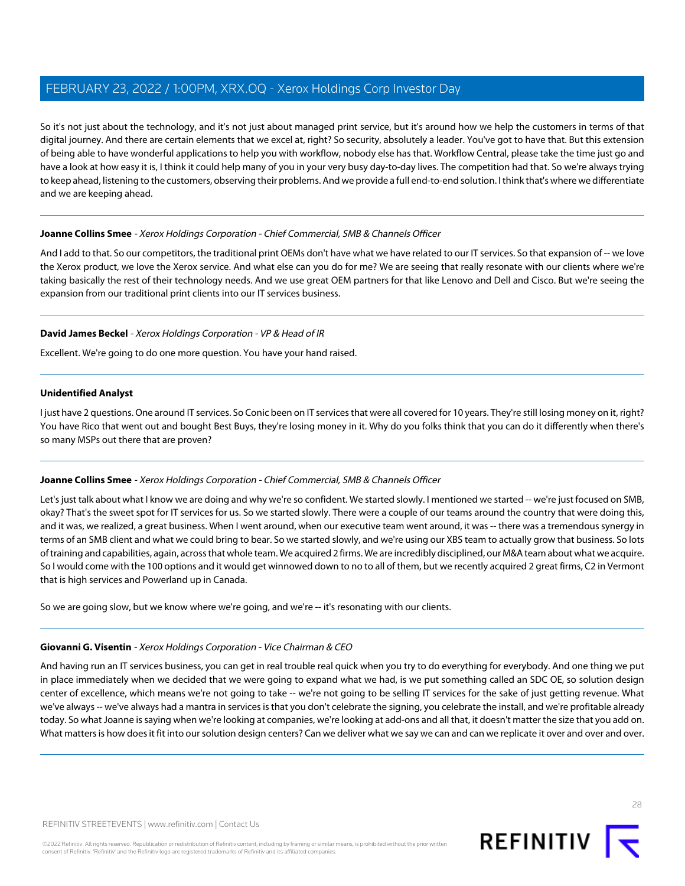So it's not just about the technology, and it's not just about managed print service, but it's around how we help the customers in terms of that digital journey. And there are certain elements that we excel at, right? So security, absolutely a leader. You've got to have that. But this extension of being able to have wonderful applications to help you with workflow, nobody else has that. Workflow Central, please take the time just go and have a look at how easy it is, I think it could help many of you in your very busy day-to-day lives. The competition had that. So we're always trying to keep ahead, listening to the customers, observing their problems. And we provide a full end-to-end solution. I think that's where we differentiate and we are keeping ahead.

---

**Joanne Collins Smee** - *Xerox Holdings Corporation - Chief Commercial, SMB & Channels Officer*

And I add to that. So our competitors, the traditional print OEMs don't have what we have related to our IT services. So that expansion of -- we love the Xerox product, we love the Xerox service. And what else can you do for me? We are seeing that really resonate with our clients where we're taking basically the rest of their technology needs. And we use great OEM partners for that like Lenovo and Dell and Cisco. But we're seeing the expansion from our traditional print clients into our IT services business.

---

**David James Beckel** - *Xerox Holdings Corporation - VP & Head of IR*

Excellent. We're going to do one more question. You have your hand raised.

---

**Unidentified Analyst**

I just have 2 questions. One around IT services. So Conic been on IT services that were all covered for 10 years. They're still losing money on it, right? You have Rico that went out and bought Best Buys, they're losing money in it. Why do you folks think that you can do it differently when there's so many MSPs out there that are proven?

---

**Joanne Collins Smee** - *Xerox Holdings Corporation - Chief Commercial, SMB & Channels Officer*

Let's just talk about what I know we are doing and why we're so confident. We started slowly. I mentioned we started -- we're just focused on SMB, okay? That's the sweet spot for IT services for us. So we started slowly. There were a couple of our teams around the country that were doing this, and it was, we realized, a great business. When I went around, when our executive team went around, it was -- there was a tremendous synergy in terms of an SMB client and what we could bring to bear. So we started slowly, and we're using our XBS team to actually grow that business. So lots of training and capabilities, again, across that whole team. We acquired 2 firms. We are incredibly disciplined, our M&A team about what we acquire. So I would come with the 100 options and it would get winnowed down to no to all of them, but we recently acquired 2 great firms, C2 in Vermont that is high services and Powerland up in Canada.

So we are going slow, but we know where we're going, and we're -- it's resonating with our clients.

---

**Giovanni G. Visentin** - *Xerox Holdings Corporation - Vice Chairman & CEO*

And having run an IT services business, you can get in real trouble real quick when you try to do everything for everybody. And one thing we put in place immediately when we decided that we were going to expand what we had, is we put something called an SDC OE, so solution design center of excellence, which means we're not going to take -- we're not going to be selling IT services for the sake of just getting revenue. What we've always -- we've always had a mantra in services is that you don't celebrate the signing, you celebrate the install, and we're profitable already today. So what Joanne is saying when we're looking at companies, we're looking at add-ons and all that, it doesn't matter the size that you add on. What matters is how does it fit into our solution design centers? Can we deliver what we say we can and can we replicate it over and over and over.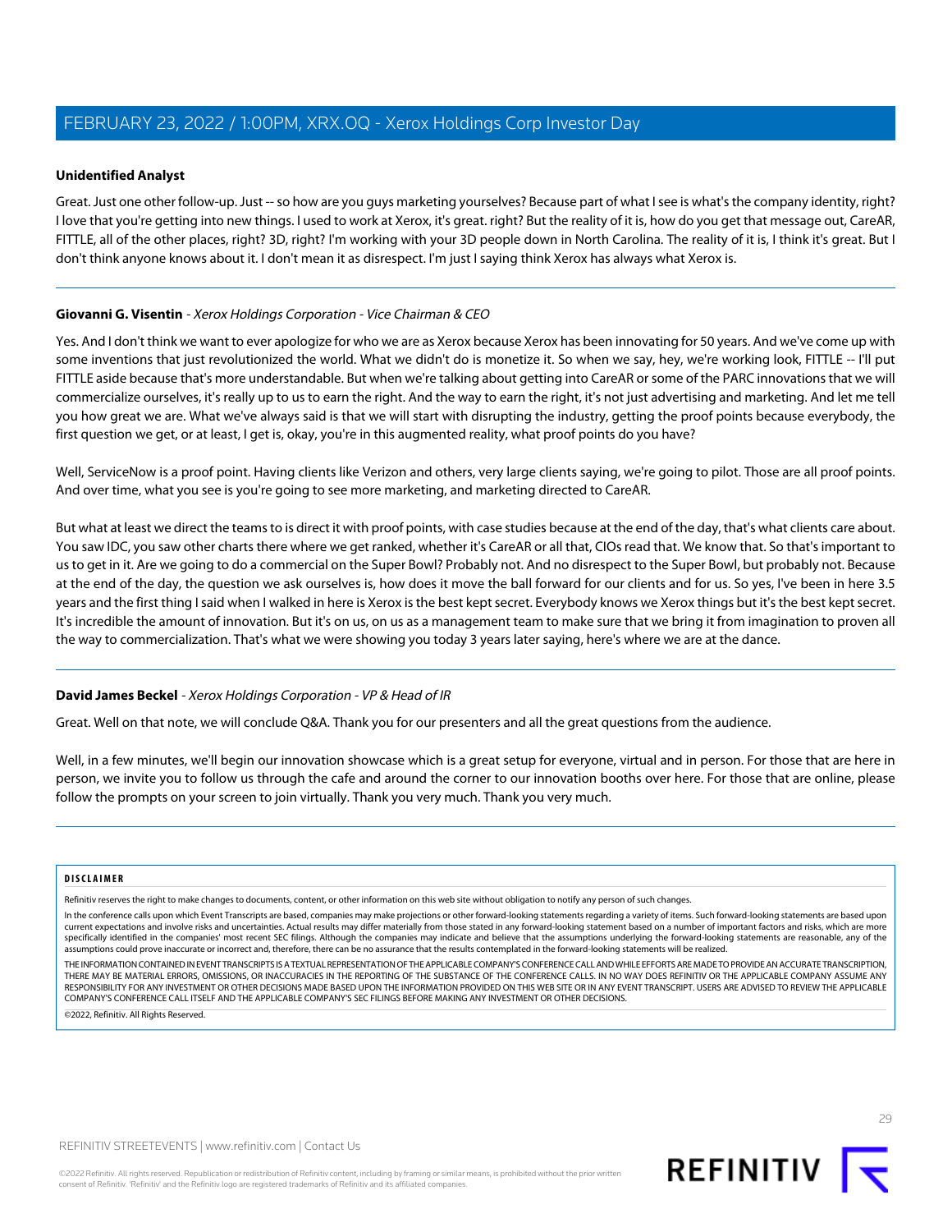**Unidentified Analyst**

Great. Just one other follow-up. Just -- so how are you guys marketing yourselves? Because part of what I see is what's the company identity, right? I love that you're getting into new things. I used to work at Xerox, it's great. right? But the reality of it is, how do you get that message out, CareAR, FITTLE, all of the other places, right? 3D, right? I'm working with your 3D people down in North Carolina. The reality of it is, I think it's great. But I don't think anyone knows about it. I don't mean it as disrespect. I'm just I saying think Xerox has always what Xerox is.

---

**Giovanni G. Visentin** - *Xerox Holdings Corporation - Vice Chairman & CEO*

Yes. And I don't think we want to ever apologize for who we are as Xerox because Xerox has been innovating for 50 years. And we've come up with some inventions that just revolutionized the world. What we didn't do is monetize it. So when we say, hey, we're working look, FITTLE -- I'll put FITTLE aside because that's more understandable. But when we're talking about getting into CareAR or some of the PARC innovations that we will commercialize ourselves, it's really up to us to earn the right. And the way to earn the right, it's not just advertising and marketing. And let me tell you how great we are. What we've always said is that we will start with disrupting the industry, getting the proof points because everybody, the first question we get, or at least, I get is, okay, you're in this augmented reality, what proof points do you have?

Well, ServiceNow is a proof point. Having clients like Verizon and others, very large clients saying, we're going to pilot. Those are all proof points. And over time, what you see is you're going to see more marketing, and marketing directed to CareAR.

But what at least we direct the teams to is direct it with proof points, with case studies because at the end of the day, that's what clients care about. You saw IDC, you saw other charts there where we get ranked, whether it's CareAR or all that, CIOs read that. We know that. So that's important to us to get in it. Are we going to do a commercial on the Super Bowl? Probably not. And no disrespect to the Super Bowl, but probably not. Because at the end of the day, the question we ask ourselves is, how does it move the ball forward for our clients and for us. So yes, I've been in here 3.5 years and the first thing I said when I walked in here is Xerox is the best kept secret. Everybody knows we Xerox things but it's the best kept secret. It's incredible the amount of innovation. But it's on us, on us as a management team to make sure that we bring it from imagination to proven all the way to commercialization. That's what we were showing you today 3 years later saying, here's where we are at the dance.

---

**David James Beckel** - *Xerox Holdings Corporation - VP & Head of IR*

Great. Well on that note, we will conclude Q&A. Thank you for our presenters and all the great questions from the audience.

Well, in a few minutes, we'll begin our innovation showcase which is a great setup for everyone, virtual and in person. For those that are here in person, we invite you to follow us through the cafe and around the corner to our innovation booths over here. For those that are online, please follow the prompts on your screen to join virtually. Thank you very much. Thank you very much.

---

**DISCLAIMER**

Refinitiv reserves the right to make changes to documents, content, or other information on this web site without obligation to notify any person of such changes.

In the conference calls upon which Event Transcripts are based, companies may make projections or other forward-looking statements regarding a variety of items. Such forward-looking statements are based upon current expectations and involve risks and uncertainties. Actual results may differ materially from those stated in any forward-looking statement based on a number of important factors and risks, which are more specifically identified in the companies' most recent SEC filings. Although the companies may indicate and believe that the assumptions underlying the forward-looking statements are reasonable, any of the assumptions could prove inaccurate or incorrect and, therefore, there can be no assurance that the results contemplated in the forward-looking statements will be realized.

THE INFORMATION CONTAINED IN EVENT TRANSCRIPTS IS A TEXTUAL REPRESENTATION OF THE APPLICABLE COMPANY'S CONFERENCE CALL AND WHILE EFFORTS ARE MADE TO PROVIDE AN ACCURATE TRANSCRIPTION, THERE MAY BE MATERIAL ERRORS, OMISSIONS, OR INACCURACIES IN THE REPORTING OF THE SUBSTANCE OF THE CONFERENCE CALLS. IN NO WAY DOES REFINITIV OR THE APPLICABLE COMPANY ASSUME ANY RESPONSIBILITY FOR ANY INVESTMENT OR OTHER DECISIONS MADE BASED UPON THE INFORMATION PROVIDED ON THIS WEB SITE OR IN ANY EVENT TRANSCRIPT. USERS ARE ADVISED TO REVIEW THE APPLICABLE COMPANY'S CONFERENCE CALL ITSELF AND THE APPLICABLE COMPANY'S SEC FILINGS BEFORE MAKING ANY INVESTMENT OR OTHER DECISIONS.

©2022, Refinitiv. All Rights Reserved.